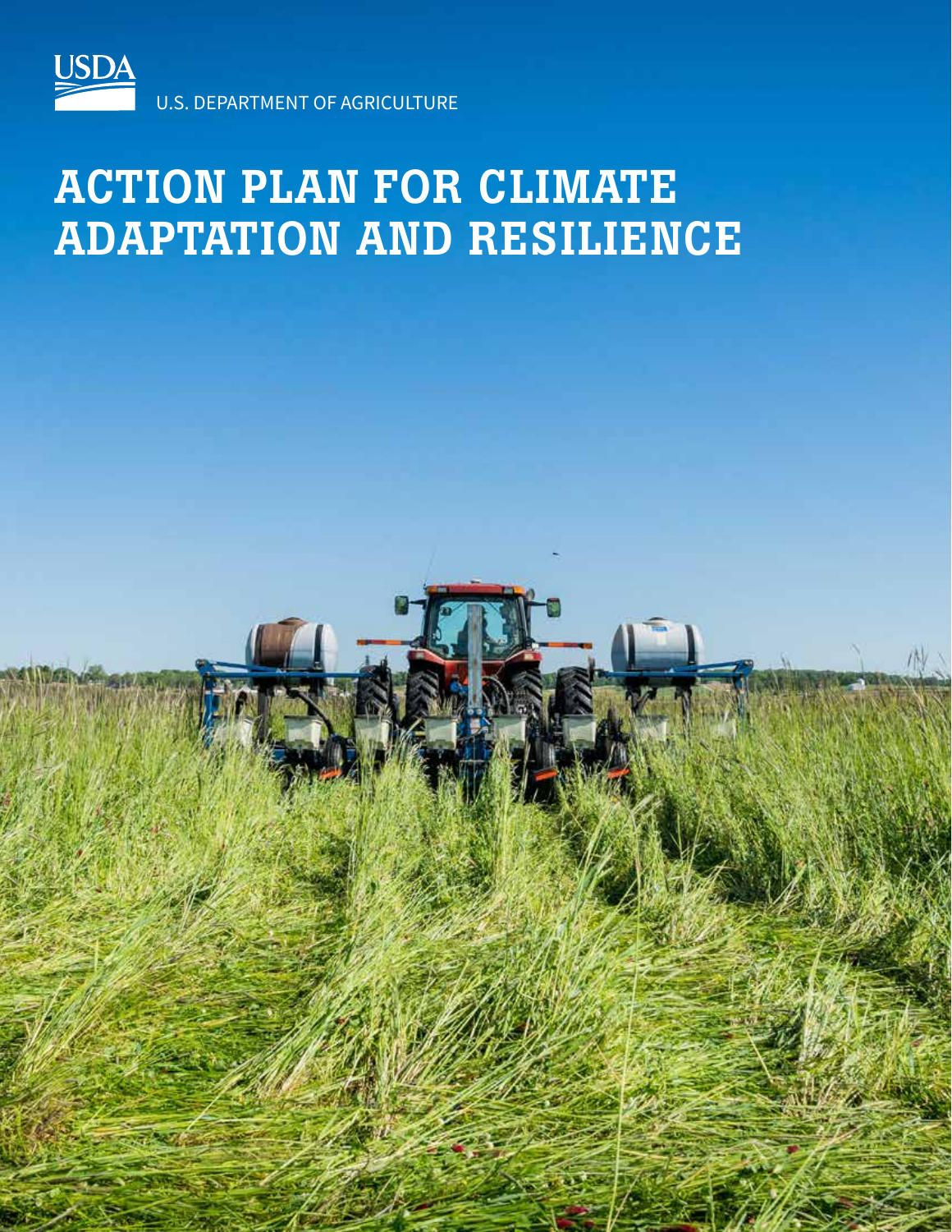USDA

U.S. DEPARTMENT OF AGRICULTURE

# ACTION PLAN FOR CLIMATE ADAPTATION AND RESILIENCE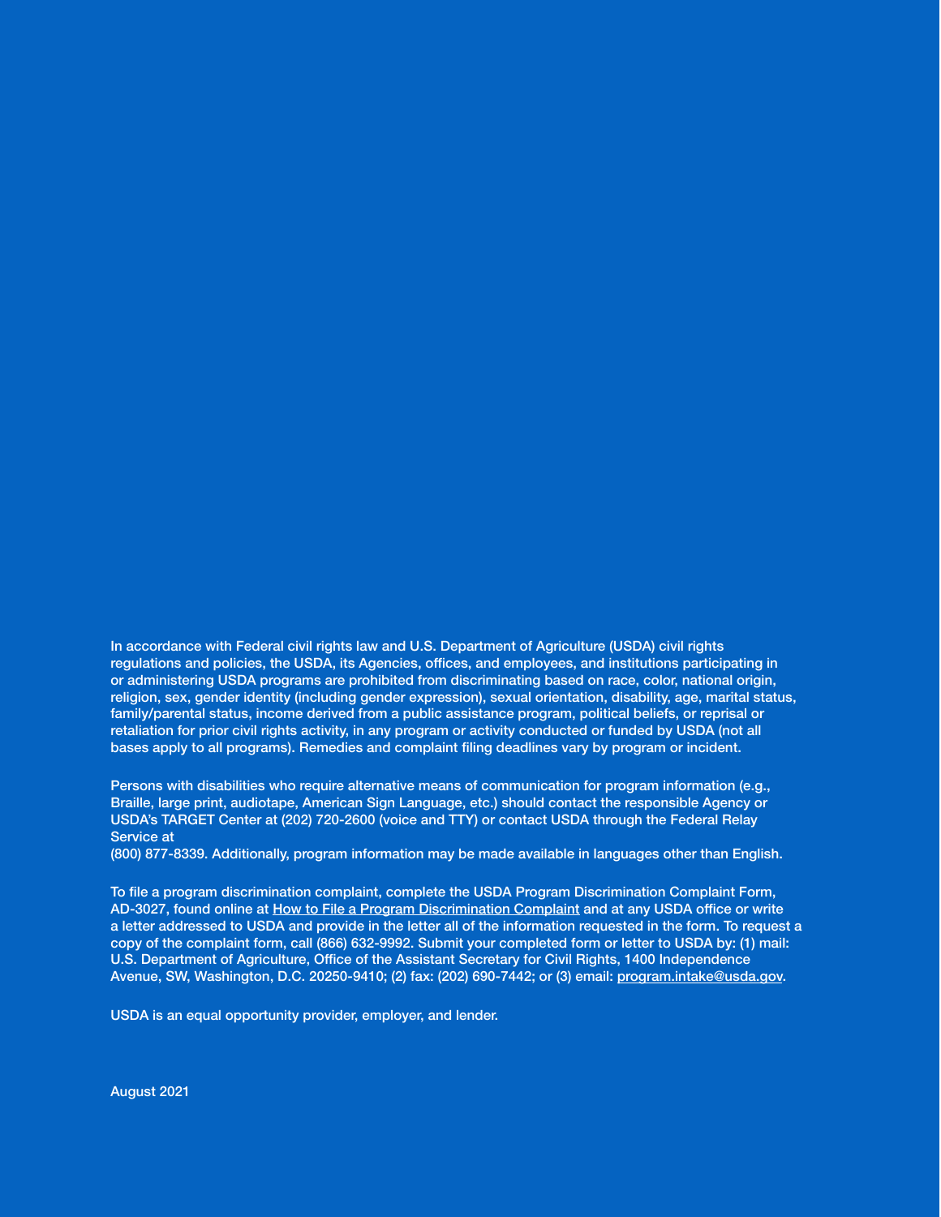In accordance with Federal civil rights law and U.S. Department of Agriculture (USDA) civil rights regulations and policies, the USDA, its Agencies, offices, and employees, and institutions participating in or administering USDA programs are prohibited from discriminating based on race, color, national origin, religion, sex, gender identity (including gender expression), sexual orientation, disability, age, marital status, family/parental status, income derived from a public assistance program, political beliefs, or reprisal or retaliation for prior civil rights activity, in any program or activity conducted or funded by USDA (not all bases apply to all programs). Remedies and complaint filing deadlines vary by program or incident.

Persons with disabilities who require alternative means of communication for program information (e.g., Braille, large print, audiotape, American Sign Language, etc.) should contact the responsible Agency or USDA's TARGET Center at (202) 720-2600 (voice and TTY) or contact USDA through the Federal Relay Service at
(800) 877-8339. Additionally, program information may be made available in languages other than English.

To file a program discrimination complaint, complete the USDA Program Discrimination Complaint Form, AD-3027, found online at How to File a Program Discrimination Complaint and at any USDA office or write a letter addressed to USDA and provide in the letter all of the information requested in the form. To request a copy of the complaint form, call (866) 632-9992. Submit your completed form or letter to USDA by: (1) mail: U.S. Department of Agriculture, Office of the Assistant Secretary for Civil Rights, 1400 Independence Avenue, SW, Washington, D.C. 20250-9410; (2) fax: (202) 690-7442; or (3) email: program.intake@usda.gov.

USDA is an equal opportunity provider, employer, and lender.

August 2021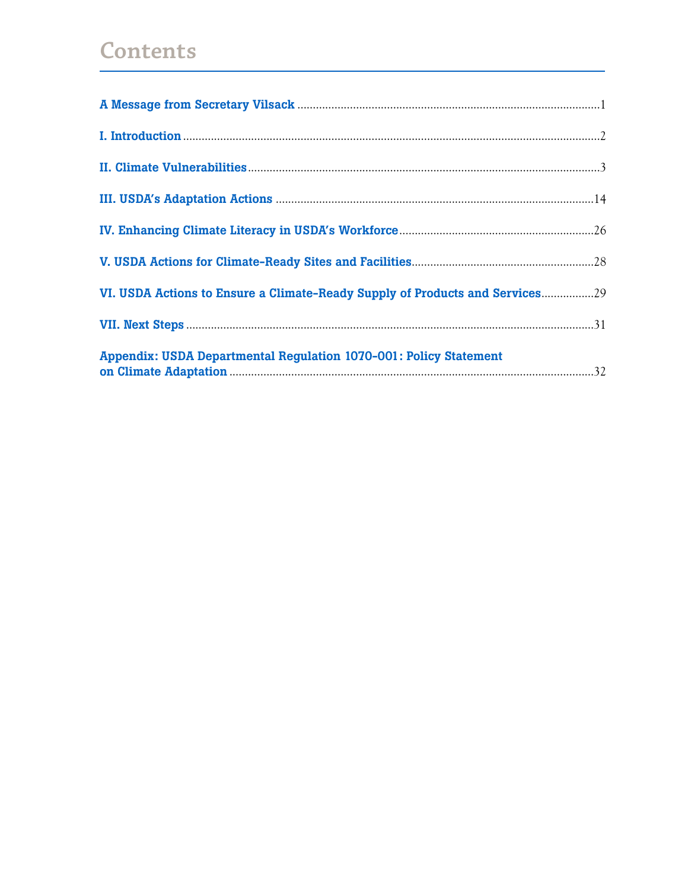# Contents

A Message from Secretary Vilsack .......... 1

I. Introduction .......... 2

II. Climate Vulnerabilities .......... 3

III. USDA's Adaptation Actions .......... 14

IV. Enhancing Climate Literacy in USDA's Workforce .......... 26

V. USDA Actions for Climate-Ready Sites and Facilities .......... 28

VI. USDA Actions to Ensure a Climate-Ready Supply of Products and Services .......... 29

VII. Next Steps .......... 31

Appendix: USDA Departmental Regulation 1070-001: Policy Statement on Climate Adaptation .......... 32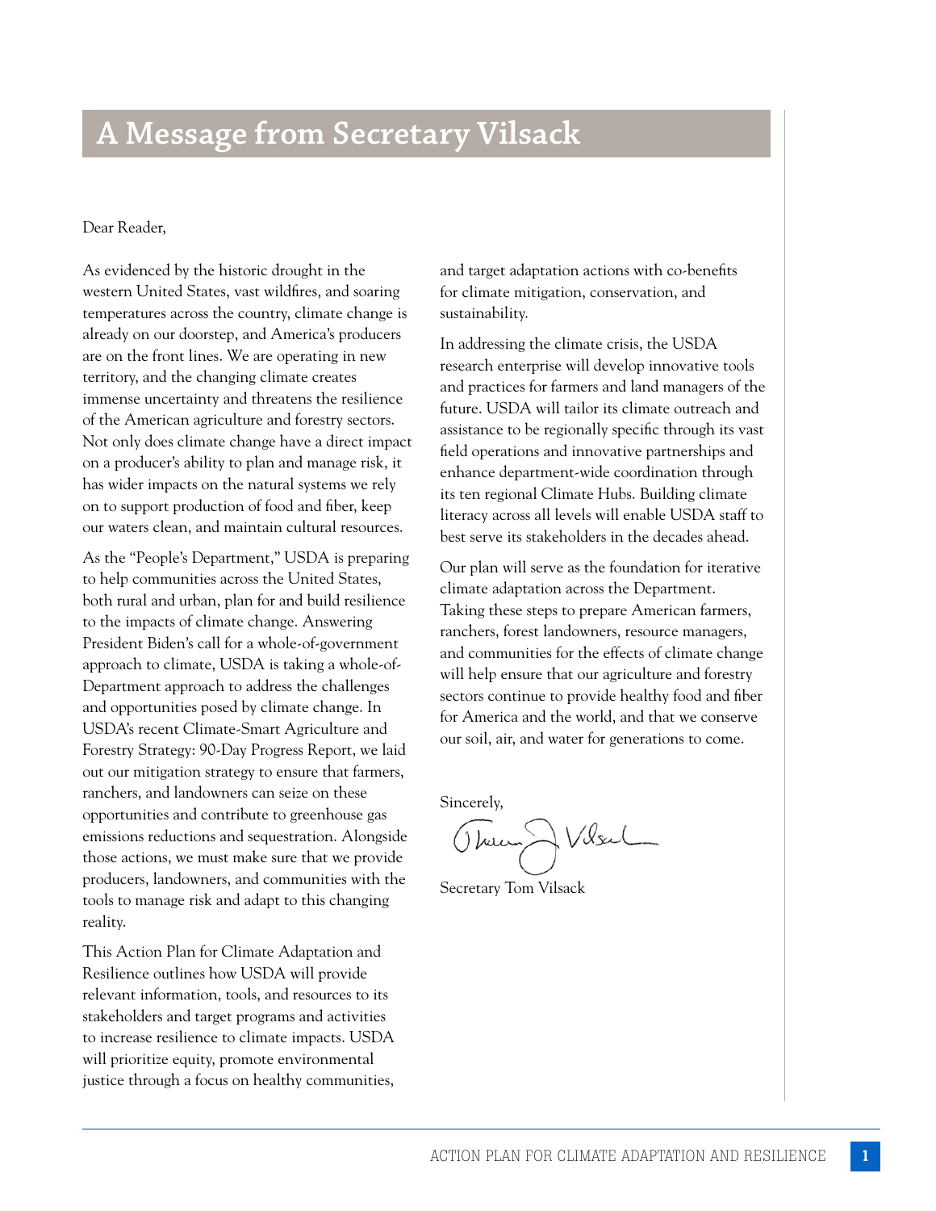# A Message from Secretary Vilsack

Dear Reader,

As evidenced by the historic drought in the western United States, vast wildfires, and soaring temperatures across the country, climate change is already on our doorstep, and America's producers are on the front lines. We are operating in new territory, and the changing climate creates immense uncertainty and threatens the resilience of the American agriculture and forestry sectors. Not only does climate change have a direct impact on a producer's ability to plan and manage risk, it has wider impacts on the natural systems we rely on to support production of food and fiber, keep our waters clean, and maintain cultural resources.

As the "People's Department," USDA is preparing to help communities across the United States, both rural and urban, plan for and build resilience to the impacts of climate change. Answering President Biden's call for a whole-of-government approach to climate, USDA is taking a whole-of-Department approach to address the challenges and opportunities posed by climate change. In USDA's recent Climate-Smart Agriculture and Forestry Strategy: 90-Day Progress Report, we laid out our mitigation strategy to ensure that farmers, ranchers, and landowners can seize on these opportunities and contribute to greenhouse gas emissions reductions and sequestration. Alongside those actions, we must make sure that we provide producers, landowners, and communities with the tools to manage risk and adapt to this changing reality.

This Action Plan for Climate Adaptation and Resilience outlines how USDA will provide relevant information, tools, and resources to its stakeholders and target programs and activities to increase resilience to climate impacts. USDA will prioritize equity, promote environmental justice through a focus on healthy communities, and target adaptation actions with co-benefits for climate mitigation, conservation, and sustainability.

In addressing the climate crisis, the USDA research enterprise will develop innovative tools and practices for farmers and land managers of the future. USDA will tailor its climate outreach and assistance to be regionally specific through its vast field operations and innovative partnerships and enhance department-wide coordination through its ten regional Climate Hubs. Building climate literacy across all levels will enable USDA staff to best serve its stakeholders in the decades ahead.

Our plan will serve as the foundation for iterative climate adaptation across the Department. Taking these steps to prepare American farmers, ranchers, forest landowners, resource managers, and communities for the effects of climate change will help ensure that our agriculture and forestry sectors continue to provide healthy food and fiber for America and the world, and that we conserve our soil, air, and water for generations to come.

Sincerely,

Secretary Tom Vilsack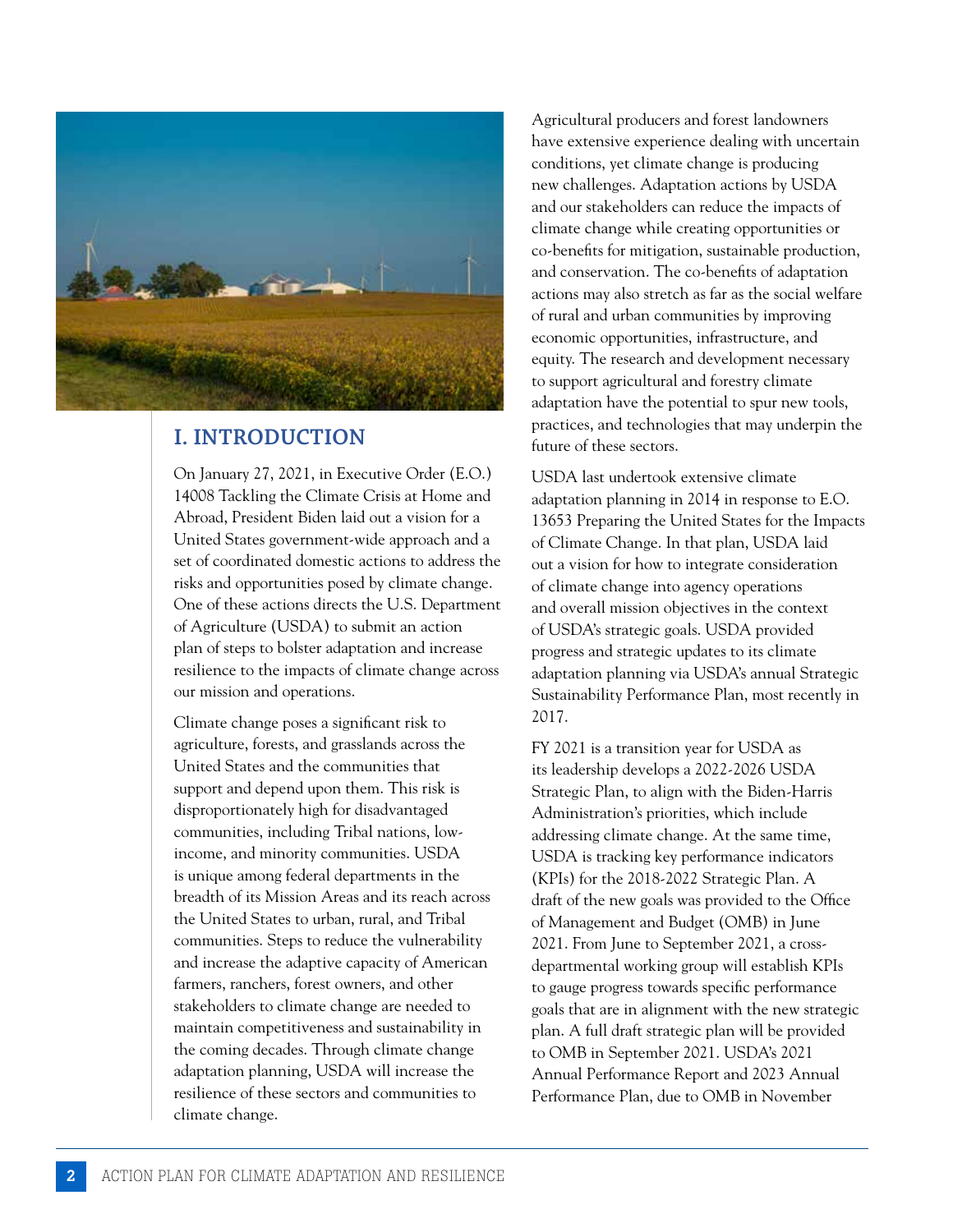## I. INTRODUCTION

On January 27, 2021, in Executive Order (E.O.) 14008 Tackling the Climate Crisis at Home and Abroad, President Biden laid out a vision for a United States government-wide approach and a set of coordinated domestic actions to address the risks and opportunities posed by climate change. One of these actions directs the U.S. Department of Agriculture (USDA) to submit an action plan of steps to bolster adaptation and increase resilience to the impacts of climate change across our mission and operations.

Climate change poses a significant risk to agriculture, forests, and grasslands across the United States and the communities that support and depend upon them. This risk is disproportionately high for disadvantaged communities, including Tribal nations, low-income, and minority communities. USDA is unique among federal departments in the breadth of its Mission Areas and its reach across the United States to urban, rural, and Tribal communities. Steps to reduce the vulnerability and increase the adaptive capacity of American farmers, ranchers, forest owners, and other stakeholders to climate change are needed to maintain competitiveness and sustainability in the coming decades. Through climate change adaptation planning, USDA will increase the resilience of these sectors and communities to climate change.

Agricultural producers and forest landowners have extensive experience dealing with uncertain conditions, yet climate change is producing new challenges. Adaptation actions by USDA and our stakeholders can reduce the impacts of climate change while creating opportunities or co-benefits for mitigation, sustainable production, and conservation. The co-benefits of adaptation actions may also stretch as far as the social welfare of rural and urban communities by improving economic opportunities, infrastructure, and equity. The research and development necessary to support agricultural and forestry climate adaptation have the potential to spur new tools, practices, and technologies that may underpin the future of these sectors.

USDA last undertook extensive climate adaptation planning in 2014 in response to E.O. 13653 Preparing the United States for the Impacts of Climate Change. In that plan, USDA laid out a vision for how to integrate consideration of climate change into agency operations and overall mission objectives in the context of USDA's strategic goals. USDA provided progress and strategic updates to its climate adaptation planning via USDA's annual Strategic Sustainability Performance Plan, most recently in 2017.

FY 2021 is a transition year for USDA as its leadership develops a 2022-2026 USDA Strategic Plan, to align with the Biden-Harris Administration's priorities, which include addressing climate change. At the same time, USDA is tracking key performance indicators (KPIs) for the 2018-2022 Strategic Plan. A draft of the new goals was provided to the Office of Management and Budget (OMB) in June 2021. From June to September 2021, a cross-departmental working group will establish KPIs to gauge progress towards specific performance goals that are in alignment with the new strategic plan. A full draft strategic plan will be provided to OMB in September 2021. USDA's 2021 Annual Performance Report and 2023 Annual Performance Plan, due to OMB in November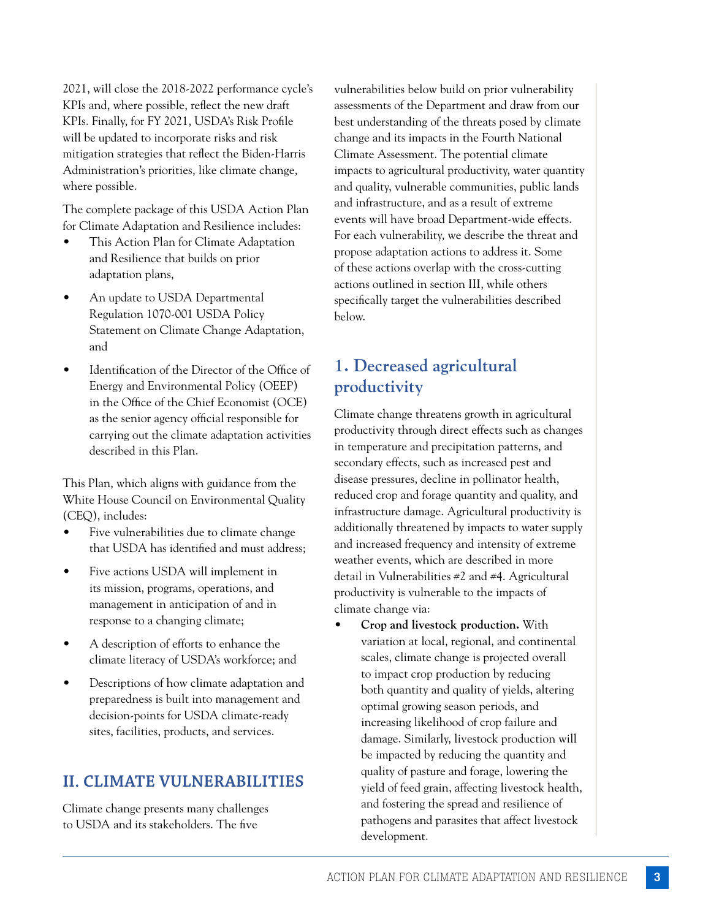2021, will close the 2018-2022 performance cycle's KPIs and, where possible, reflect the new draft KPIs. Finally, for FY 2021, USDA's Risk Profile will be updated to incorporate risks and risk mitigation strategies that reflect the Biden-Harris Administration's priorities, like climate change, where possible.

The complete package of this USDA Action Plan for Climate Adaptation and Resilience includes:

- This Action Plan for Climate Adaptation and Resilience that builds on prior adaptation plans,
- An update to USDA Departmental Regulation 1070-001 USDA Policy Statement on Climate Change Adaptation, and
- Identification of the Director of the Office of Energy and Environmental Policy (OEEP) in the Office of the Chief Economist (OCE) as the senior agency official responsible for carrying out the climate adaptation activities described in this Plan.

This Plan, which aligns with guidance from the White House Council on Environmental Quality (CEQ), includes:

- Five vulnerabilities due to climate change that USDA has identified and must address;
- Five actions USDA will implement in its mission, programs, operations, and management in anticipation of and in response to a changing climate;
- A description of efforts to enhance the climate literacy of USDA's workforce; and
- Descriptions of how climate adaptation and preparedness is built into management and decision-points for USDA climate-ready sites, facilities, products, and services.

## II. CLIMATE VULNERABILITIES

Climate change presents many challenges to USDA and its stakeholders. The five vulnerabilities below build on prior vulnerability assessments of the Department and draw from our best understanding of the threats posed by climate change and its impacts in the Fourth National Climate Assessment. The potential climate impacts to agricultural productivity, water quantity and quality, vulnerable communities, public lands and infrastructure, and as a result of extreme events will have broad Department-wide effects. For each vulnerability, we describe the threat and propose adaptation actions to address it. Some of these actions overlap with the cross-cutting actions outlined in section III, while others specifically target the vulnerabilities described below.

### 1. Decreased agricultural productivity

Climate change threatens growth in agricultural productivity through direct effects such as changes in temperature and precipitation patterns, and secondary effects, such as increased pest and disease pressures, decline in pollinator health, reduced crop and forage quantity and quality, and infrastructure damage. Agricultural productivity is additionally threatened by impacts to water supply and increased frequency and intensity of extreme weather events, which are described in more detail in Vulnerabilities #2 and #4. Agricultural productivity is vulnerable to the impacts of climate change via:

- **Crop and livestock production.** With variation at local, regional, and continental scales, climate change is projected overall to impact crop production by reducing both quantity and quality of yields, altering optimal growing season periods, and increasing likelihood of crop failure and damage. Similarly, livestock production will be impacted by reducing the quantity and quality of pasture and forage, lowering the yield of feed grain, affecting livestock health, and fostering the spread and resilience of pathogens and parasites that affect livestock development.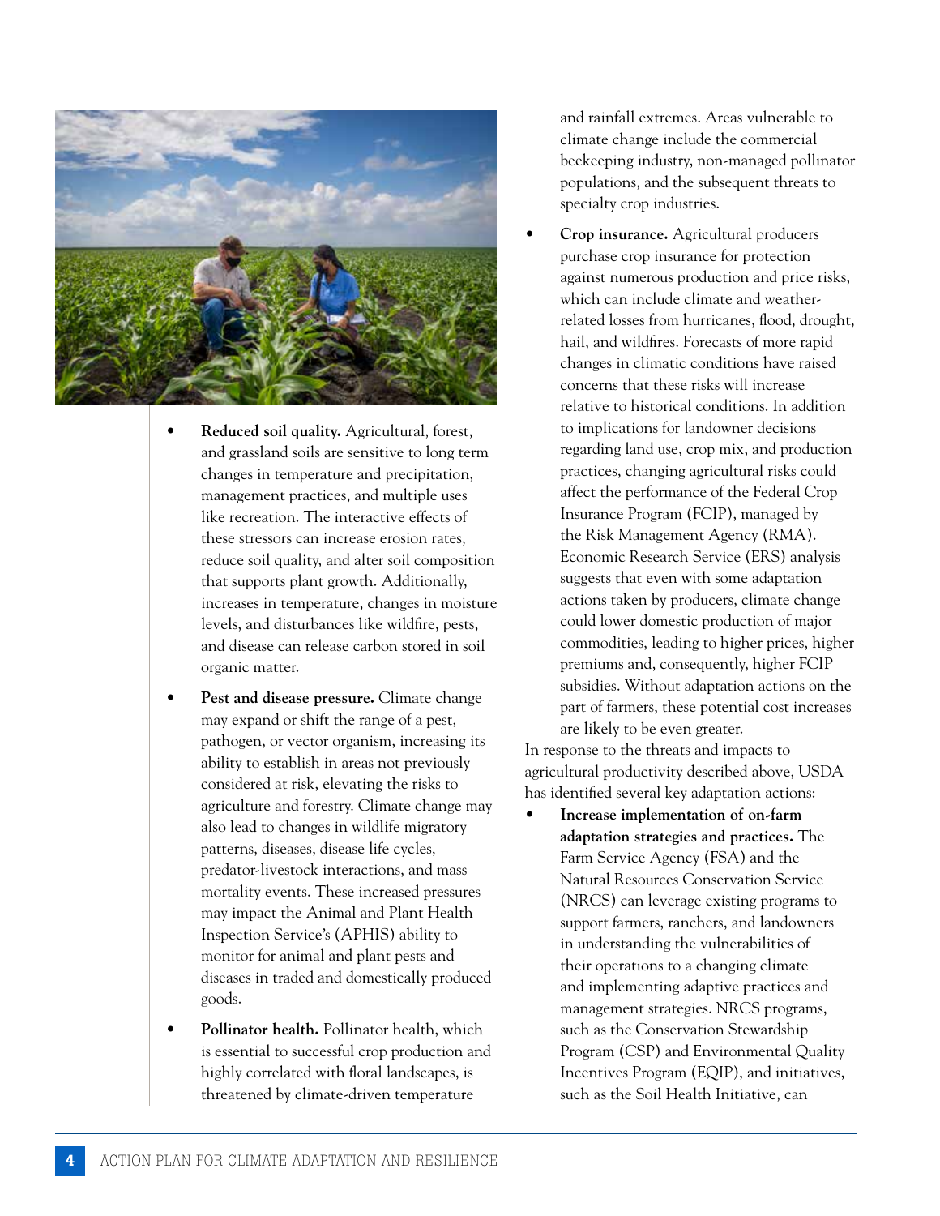- **Reduced soil quality.** Agricultural, forest, and grassland soils are sensitive to long term changes in temperature and precipitation, management practices, and multiple uses like recreation. The interactive effects of these stressors can increase erosion rates, reduce soil quality, and alter soil composition that supports plant growth. Additionally, increases in temperature, changes in moisture levels, and disturbances like wildfire, pests, and disease can release carbon stored in soil organic matter.
- **Pest and disease pressure.** Climate change may expand or shift the range of a pest, pathogen, or vector organism, increasing its ability to establish in areas not previously considered at risk, elevating the risks to agriculture and forestry. Climate change may also lead to changes in wildlife migratory patterns, diseases, disease life cycles, predator-livestock interactions, and mass mortality events. These increased pressures may impact the Animal and Plant Health Inspection Service's (APHIS) ability to monitor for animal and plant pests and diseases in traded and domestically produced goods.
- **Pollinator health.** Pollinator health, which is essential to successful crop production and highly correlated with floral landscapes, is threatened by climate-driven temperature and rainfall extremes. Areas vulnerable to climate change include the commercial beekeeping industry, non-managed pollinator populations, and the subsequent threats to specialty crop industries.
- **Crop insurance.** Agricultural producers purchase crop insurance for protection against numerous production and price risks, which can include climate and weather-related losses from hurricanes, flood, drought, hail, and wildfires. Forecasts of more rapid changes in climatic conditions have raised concerns that these risks will increase relative to historical conditions. In addition to implications for landowner decisions regarding land use, crop mix, and production practices, changing agricultural risks could affect the performance of the Federal Crop Insurance Program (FCIP), managed by the Risk Management Agency (RMA). Economic Research Service (ERS) analysis suggests that even with some adaptation actions taken by producers, climate change could lower domestic production of major commodities, leading to higher prices, higher premiums and, consequently, higher FCIP subsidies. Without adaptation actions on the part of farmers, these potential cost increases are likely to be even greater.

In response to the threats and impacts to agricultural productivity described above, USDA has identified several key adaptation actions:

- **Increase implementation of on-farm adaptation strategies and practices.** The Farm Service Agency (FSA) and the Natural Resources Conservation Service (NRCS) can leverage existing programs to support farmers, ranchers, and landowners in understanding the vulnerabilities of their operations to a changing climate and implementing adaptive practices and management strategies. NRCS programs, such as the Conservation Stewardship Program (CSP) and Environmental Quality Incentives Program (EQIP), and initiatives, such as the Soil Health Initiative, can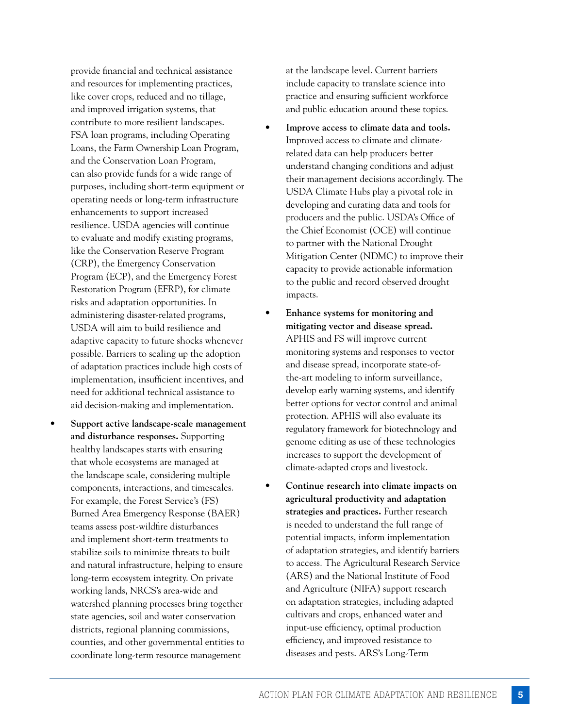provide financial and technical assistance and resources for implementing practices, like cover crops, reduced and no tillage, and improved irrigation systems, that contribute to more resilient landscapes. FSA loan programs, including Operating Loans, the Farm Ownership Loan Program, and the Conservation Loan Program, can also provide funds for a wide range of purposes, including short-term equipment or operating needs or long-term infrastructure enhancements to support increased resilience. USDA agencies will continue to evaluate and modify existing programs, like the Conservation Reserve Program (CRP), the Emergency Conservation Program (ECP), and the Emergency Forest Restoration Program (EFRP), for climate risks and adaptation opportunities. In administering disaster-related programs, USDA will aim to build resilience and adaptive capacity to future shocks whenever possible. Barriers to scaling up the adoption of adaptation practices include high costs of implementation, insufficient incentives, and need for additional technical assistance to aid decision-making and implementation.

- **Support active landscape-scale management and disturbance responses.** Supporting healthy landscapes starts with ensuring that whole ecosystems are managed at the landscape scale, considering multiple components, interactions, and timescales. For example, the Forest Service's (FS) Burned Area Emergency Response (BAER) teams assess post-wildfire disturbances and implement short-term treatments to stabilize soils to minimize threats to built and natural infrastructure, helping to ensure long-term ecosystem integrity. On private working lands, NRCS's area-wide and watershed planning processes bring together state agencies, soil and water conservation districts, regional planning commissions, counties, and other governmental entities to coordinate long-term resource management at the landscape level. Current barriers include capacity to translate science into practice and ensuring sufficient workforce and public education around these topics.

- **Improve access to climate data and tools.** Improved access to climate and climate-related data can help producers better understand changing conditions and adjust their management decisions accordingly. The USDA Climate Hubs play a pivotal role in developing and curating data and tools for producers and the public. USDA's Office of the Chief Economist (OCE) will continue to partner with the National Drought Mitigation Center (NDMC) to improve their capacity to provide actionable information to the public and record observed drought impacts.

- **Enhance systems for monitoring and mitigating vector and disease spread.** APHIS and FS will improve current monitoring systems and responses to vector and disease spread, incorporate state-of-the-art modeling to inform surveillance, develop early warning systems, and identify better options for vector control and animal protection. APHIS will also evaluate its regulatory framework for biotechnology and genome editing as use of these technologies increases to support the development of climate-adapted crops and livestock.

- **Continue research into climate impacts on agricultural productivity and adaptation strategies and practices.** Further research is needed to understand the full range of potential impacts, inform implementation of adaptation strategies, and identify barriers to access. The Agricultural Research Service (ARS) and the National Institute of Food and Agriculture (NIFA) support research on adaptation strategies, including adapted cultivars and crops, enhanced water and input-use efficiency, optimal production efficiency, and improved resistance to diseases and pests. ARS's Long-Term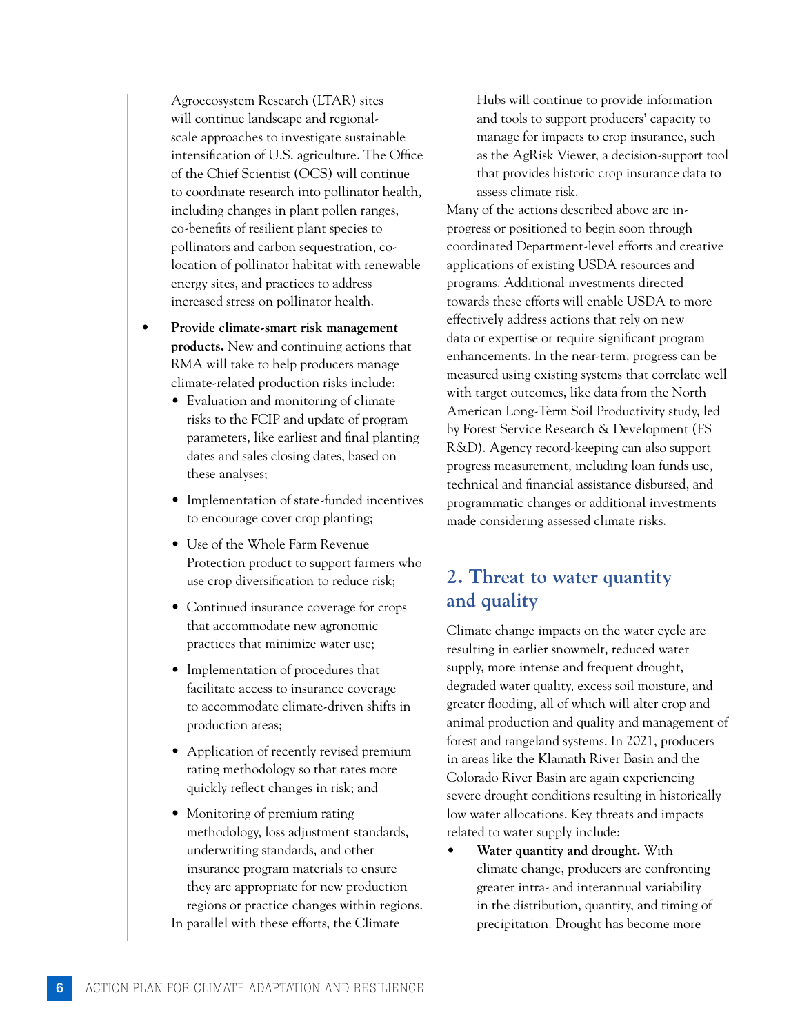Agroecosystem Research (LTAR) sites will continue landscape and regional-scale approaches to investigate sustainable intensification of U.S. agriculture. The Office of the Chief Scientist (OCS) will continue to coordinate research into pollinator health, including changes in plant pollen ranges, co-benefits of resilient plant species to pollinators and carbon sequestration, co-location of pollinator habitat with renewable energy sites, and practices to address increased stress on pollinator health.

- **Provide climate-smart risk management products.** New and continuing actions that RMA will take to help producers manage climate-related production risks include:
  - Evaluation and monitoring of climate risks to the FCIP and update of program parameters, like earliest and final planting dates and sales closing dates, based on these analyses;
  - Implementation of state-funded incentives to encourage cover crop planting;
  - Use of the Whole Farm Revenue Protection product to support farmers who use crop diversification to reduce risk;
  - Continued insurance coverage for crops that accommodate new agronomic practices that minimize water use;
  - Implementation of procedures that facilitate access to insurance coverage to accommodate climate-driven shifts in production areas;
  - Application of recently revised premium rating methodology so that rates more quickly reflect changes in risk; and
  - Monitoring of premium rating methodology, loss adjustment standards, underwriting standards, and other insurance program materials to ensure they are appropriate for new production regions or practice changes within regions.

  In parallel with these efforts, the Climate Hubs will continue to provide information and tools to support producers' capacity to manage for impacts to crop insurance, such as the AgRisk Viewer, a decision-support tool that provides historic crop insurance data to assess climate risk.

Many of the actions described above are in-progress or positioned to begin soon through coordinated Department-level efforts and creative applications of existing USDA resources and programs. Additional investments directed towards these efforts will enable USDA to more effectively address actions that rely on new data or expertise or require significant program enhancements. In the near-term, progress can be measured using existing systems that correlate well with target outcomes, like data from the North American Long-Term Soil Productivity study, led by Forest Service Research & Development (FS R&D). Agency record-keeping can also support progress measurement, including loan funds use, technical and financial assistance disbursed, and programmatic changes or additional investments made considering assessed climate risks.

## 2. Threat to water quantity and quality

Climate change impacts on the water cycle are resulting in earlier snowmelt, reduced water supply, more intense and frequent drought, degraded water quality, excess soil moisture, and greater flooding, all of which will alter crop and animal production and quality and management of forest and rangeland systems. In 2021, producers in areas like the Klamath River Basin and the Colorado River Basin are again experiencing severe drought conditions resulting in historically low water allocations. Key threats and impacts related to water supply include:

- **Water quantity and drought.** With climate change, producers are confronting greater intra- and interannual variability in the distribution, quantity, and timing of precipitation. Drought has become more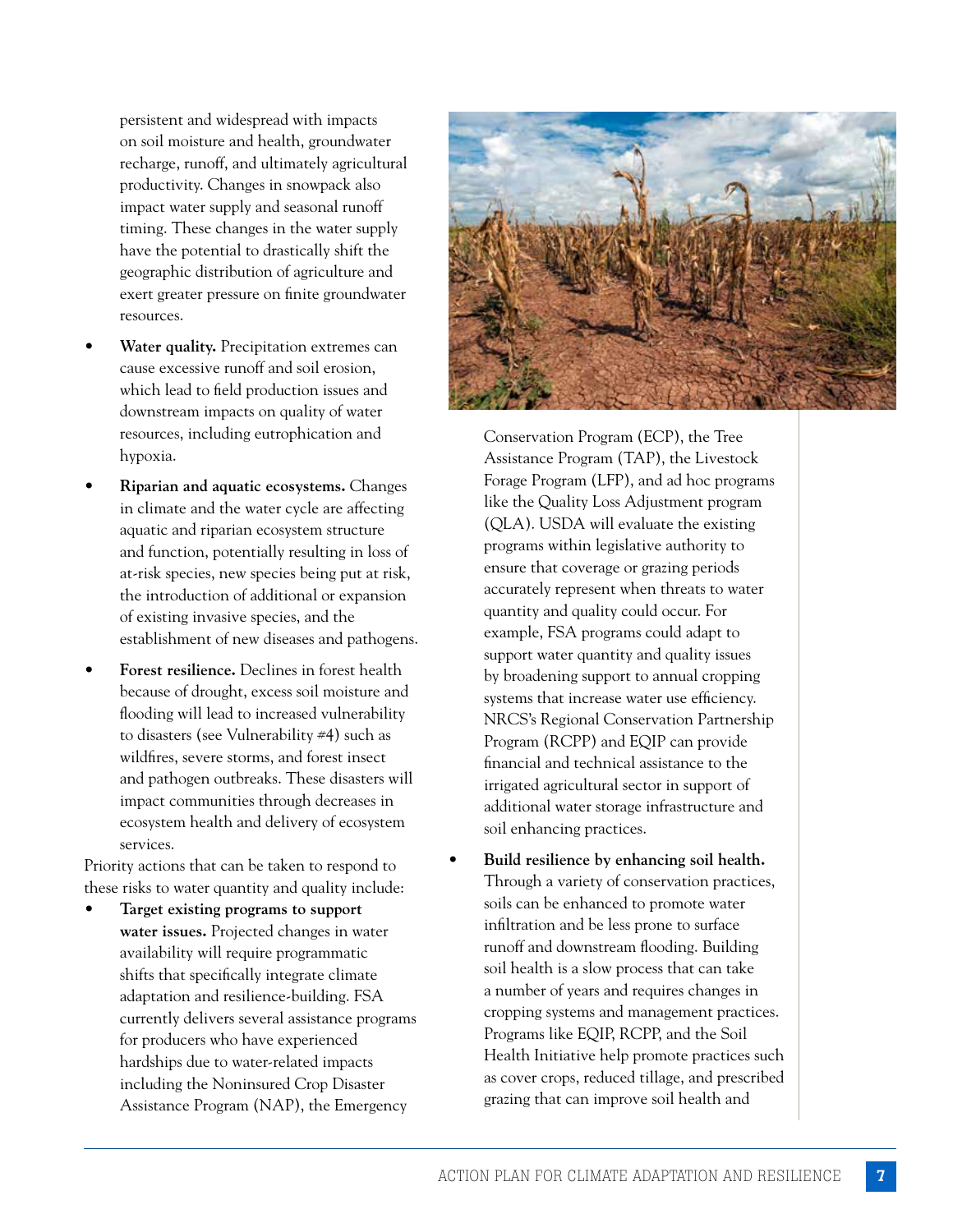persistent and widespread with impacts on soil moisture and health, groundwater recharge, runoff, and ultimately agricultural productivity. Changes in snowpack also impact water supply and seasonal runoff timing. These changes in the water supply have the potential to drastically shift the geographic distribution of agriculture and exert greater pressure on finite groundwater resources.

- **Water quality.** Precipitation extremes can cause excessive runoff and soil erosion, which lead to field production issues and downstream impacts on quality of water resources, including eutrophication and hypoxia.
- **Riparian and aquatic ecosystems.** Changes in climate and the water cycle are affecting aquatic and riparian ecosystem structure and function, potentially resulting in loss of at-risk species, new species being put at risk, the introduction of additional or expansion of existing invasive species, and the establishment of new diseases and pathogens.
- **Forest resilience.** Declines in forest health because of drought, excess soil moisture and flooding will lead to increased vulnerability to disasters (see Vulnerability #4) such as wildfires, severe storms, and forest insect and pathogen outbreaks. These disasters will impact communities through decreases in ecosystem health and delivery of ecosystem services.

Priority actions that can be taken to respond to these risks to water quantity and quality include:

- **Target existing programs to support water issues.** Projected changes in water availability will require programmatic shifts that specifically integrate climate adaptation and resilience-building. FSA currently delivers several assistance programs for producers who have experienced hardships due to water-related impacts including the Noninsured Crop Disaster Assistance Program (NAP), the Emergency Conservation Program (ECP), the Tree Assistance Program (TAP), the Livestock Forage Program (LFP), and ad hoc programs like the Quality Loss Adjustment program (QLA). USDA will evaluate the existing programs within legislative authority to ensure that coverage or grazing periods accurately represent when threats to water quantity and quality could occur. For example, FSA programs could adapt to support water quantity and quality issues by broadening support to annual cropping systems that increase water use efficiency. NRCS's Regional Conservation Partnership Program (RCPP) and EQIP can provide financial and technical assistance to the irrigated agricultural sector in support of additional water storage infrastructure and soil enhancing practices.
- **Build resilience by enhancing soil health.** Through a variety of conservation practices, soils can be enhanced to promote water infiltration and be less prone to surface runoff and downstream flooding. Building soil health is a slow process that can take a number of years and requires changes in cropping systems and management practices. Programs like EQIP, RCPP, and the Soil Health Initiative help promote practices such as cover crops, reduced tillage, and prescribed grazing that can improve soil health and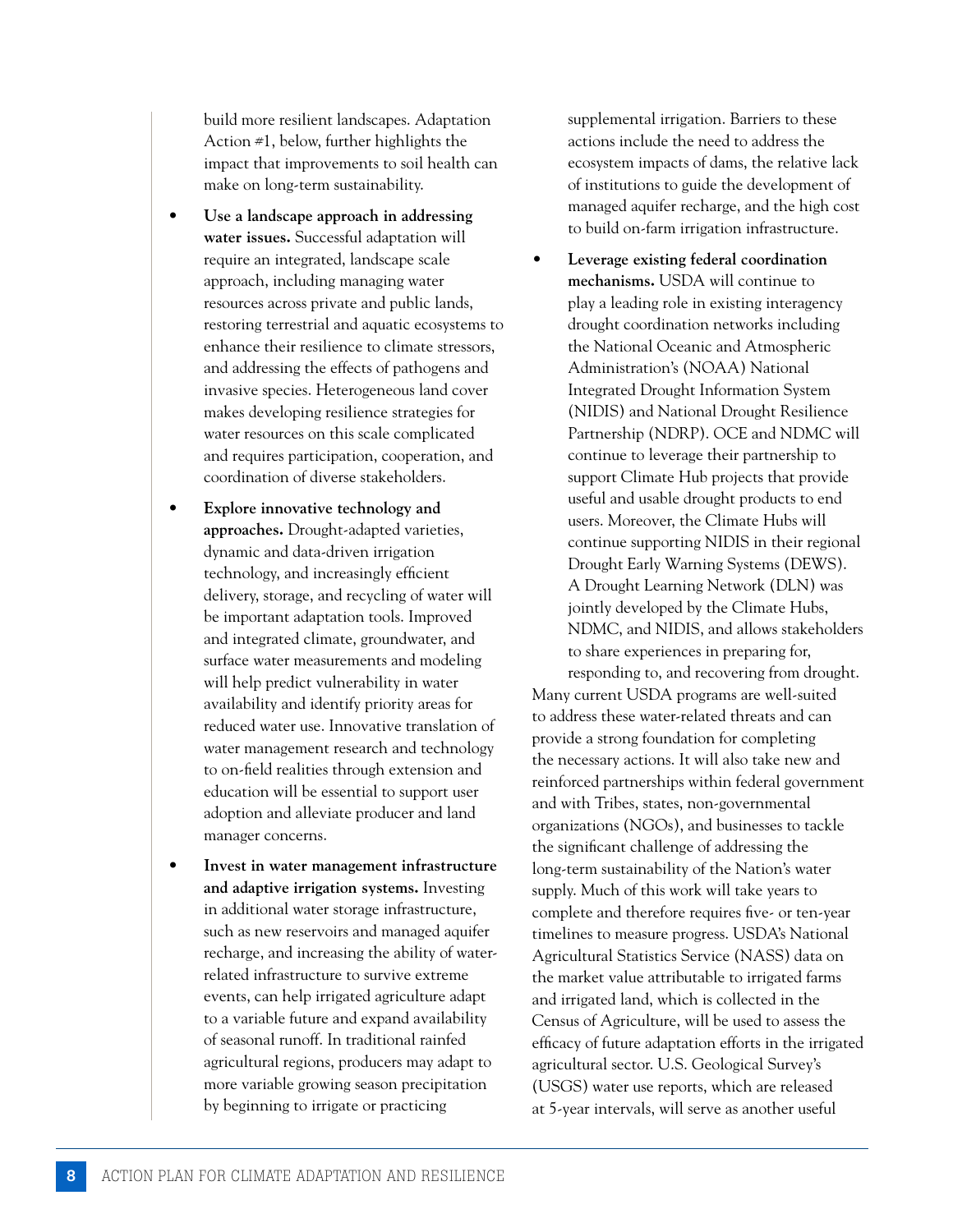build more resilient landscapes. Adaptation Action #1, below, further highlights the impact that improvements to soil health can make on long-term sustainability.

- **Use a landscape approach in addressing water issues.** Successful adaptation will require an integrated, landscape scale approach, including managing water resources across private and public lands, restoring terrestrial and aquatic ecosystems to enhance their resilience to climate stressors, and addressing the effects of pathogens and invasive species. Heterogeneous land cover makes developing resilience strategies for water resources on this scale complicated and requires participation, cooperation, and coordination of diverse stakeholders.

- **Explore innovative technology and approaches.** Drought-adapted varieties, dynamic and data-driven irrigation technology, and increasingly efficient delivery, storage, and recycling of water will be important adaptation tools. Improved and integrated climate, groundwater, and surface water measurements and modeling will help predict vulnerability in water availability and identify priority areas for reduced water use. Innovative translation of water management research and technology to on-field realities through extension and education will be essential to support user adoption and alleviate producer and land manager concerns.

- **Invest in water management infrastructure and adaptive irrigation systems.** Investing in additional water storage infrastructure, such as new reservoirs and managed aquifer recharge, and increasing the ability of water-related infrastructure to survive extreme events, can help irrigated agriculture adapt to a variable future and expand availability of seasonal runoff. In traditional rainfed agricultural regions, producers may adapt to more variable growing season precipitation by beginning to irrigate or practicing supplemental irrigation. Barriers to these actions include the need to address the ecosystem impacts of dams, the relative lack of institutions to guide the development of managed aquifer recharge, and the high cost to build on-farm irrigation infrastructure.

- **Leverage existing federal coordination mechanisms.** USDA will continue to play a leading role in existing interagency drought coordination networks including the National Oceanic and Atmospheric Administration's (NOAA) National Integrated Drought Information System (NIDIS) and National Drought Resilience Partnership (NDRP). OCE and NDMC will continue to leverage their partnership to support Climate Hub projects that provide useful and usable drought products to end users. Moreover, the Climate Hubs will continue supporting NIDIS in their regional Drought Early Warning Systems (DEWS). A Drought Learning Network (DLN) was jointly developed by the Climate Hubs, NDMC, and NIDIS, and allows stakeholders to share experiences in preparing for, responding to, and recovering from drought.

Many current USDA programs are well-suited to address these water-related threats and can provide a strong foundation for completing the necessary actions. It will also take new and reinforced partnerships within federal government and with Tribes, states, non-governmental organizations (NGOs), and businesses to tackle the significant challenge of addressing the long-term sustainability of the Nation's water supply. Much of this work will take years to complete and therefore requires five- or ten-year timelines to measure progress. USDA's National Agricultural Statistics Service (NASS) data on the market value attributable to irrigated farms and irrigated land, which is collected in the Census of Agriculture, will be used to assess the efficacy of future adaptation efforts in the irrigated agricultural sector. U.S. Geological Survey's (USGS) water use reports, which are released at 5-year intervals, will serve as another useful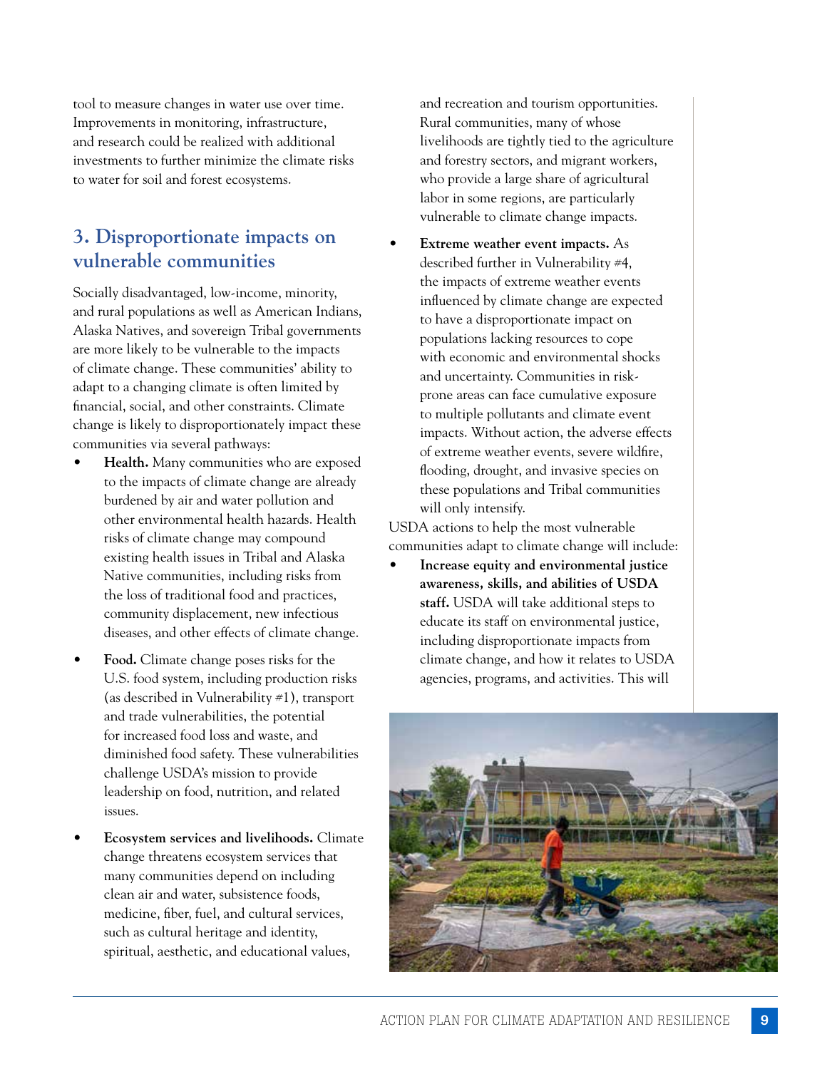tool to measure changes in water use over time. Improvements in monitoring, infrastructure, and research could be realized with additional investments to further minimize the climate risks to water for soil and forest ecosystems.

## 3. Disproportionate impacts on vulnerable communities

Socially disadvantaged, low-income, minority, and rural populations as well as American Indians, Alaska Natives, and sovereign Tribal governments are more likely to be vulnerable to the impacts of climate change. These communities' ability to adapt to a changing climate is often limited by financial, social, and other constraints. Climate change is likely to disproportionately impact these communities via several pathways:

- **Health.** Many communities who are exposed to the impacts of climate change are already burdened by air and water pollution and other environmental health hazards. Health risks of climate change may compound existing health issues in Tribal and Alaska Native communities, including risks from the loss of traditional food and practices, community displacement, new infectious diseases, and other effects of climate change.
- **Food.** Climate change poses risks for the U.S. food system, including production risks (as described in Vulnerability #1), transport and trade vulnerabilities, the potential for increased food loss and waste, and diminished food safety. These vulnerabilities challenge USDA's mission to provide leadership on food, nutrition, and related issues.
- **Ecosystem services and livelihoods.** Climate change threatens ecosystem services that many communities depend on including clean air and water, subsistence foods, medicine, fiber, fuel, and cultural services, such as cultural heritage and identity, spiritual, aesthetic, and educational values, and recreation and tourism opportunities. Rural communities, many of whose livelihoods are tightly tied to the agriculture and forestry sectors, and migrant workers, who provide a large share of agricultural labor in some regions, are particularly vulnerable to climate change impacts.
- **Extreme weather event impacts.** As described further in Vulnerability #4, the impacts of extreme weather events influenced by climate change are expected to have a disproportionate impact on populations lacking resources to cope with economic and environmental shocks and uncertainty. Communities in risk-prone areas can face cumulative exposure to multiple pollutants and climate event impacts. Without action, the adverse effects of extreme weather events, severe wildfire, flooding, drought, and invasive species on these populations and Tribal communities will only intensify.

USDA actions to help the most vulnerable communities adapt to climate change will include:

- **Increase equity and environmental justice awareness, skills, and abilities of USDA staff.** USDA will take additional steps to educate its staff on environmental justice, including disproportionate impacts from climate change, and how it relates to USDA agencies, programs, and activities. This will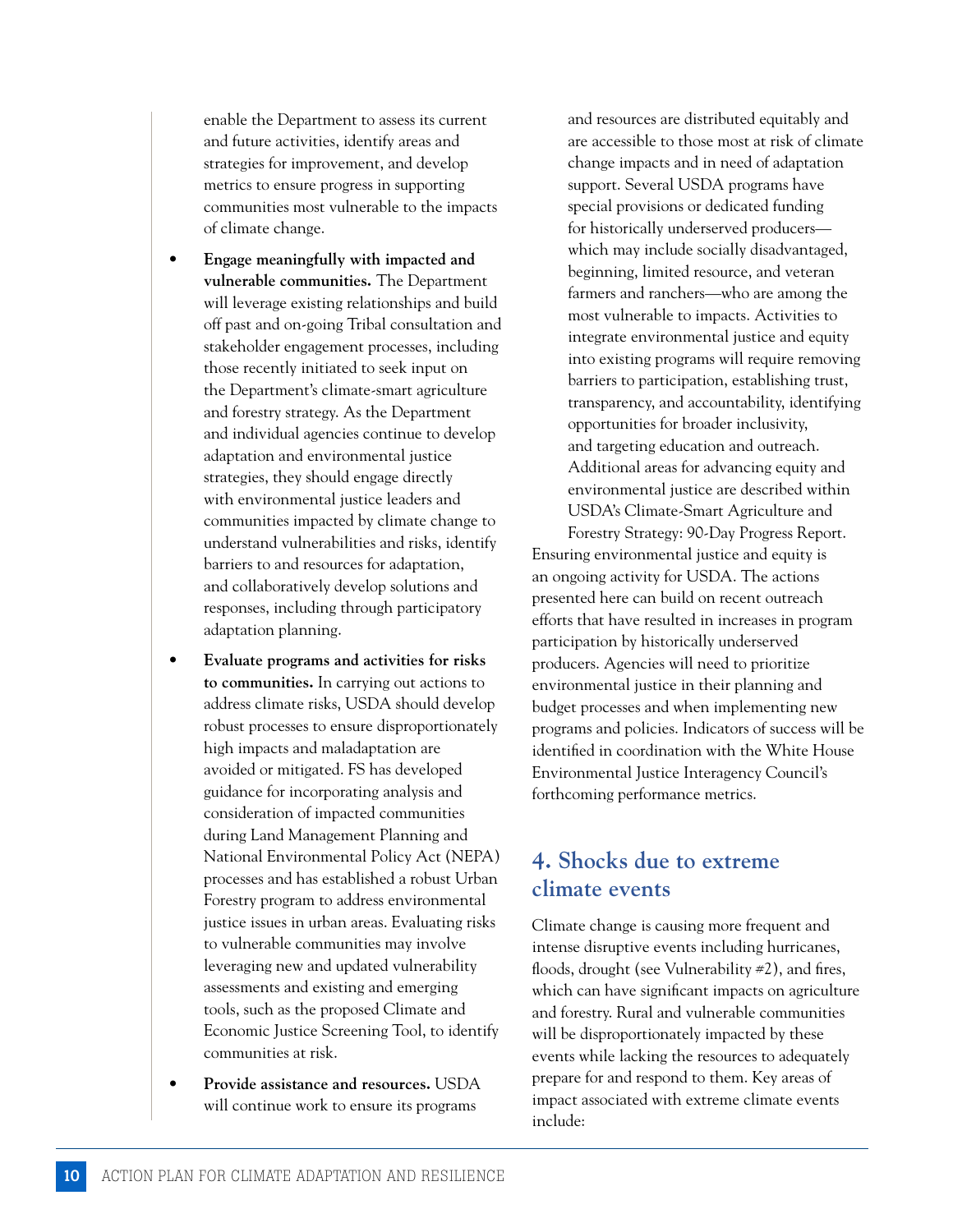enable the Department to assess its current and future activities, identify areas and strategies for improvement, and develop metrics to ensure progress in supporting communities most vulnerable to the impacts of climate change.

- **Engage meaningfully with impacted and vulnerable communities.** The Department will leverage existing relationships and build off past and on-going Tribal consultation and stakeholder engagement processes, including those recently initiated to seek input on the Department's climate-smart agriculture and forestry strategy. As the Department and individual agencies continue to develop adaptation and environmental justice strategies, they should engage directly with environmental justice leaders and communities impacted by climate change to understand vulnerabilities and risks, identify barriers to and resources for adaptation, and collaboratively develop solutions and responses, including through participatory adaptation planning.
- **Evaluate programs and activities for risks to communities.** In carrying out actions to address climate risks, USDA should develop robust processes to ensure disproportionately high impacts and maladaptation are avoided or mitigated. FS has developed guidance for incorporating analysis and consideration of impacted communities during Land Management Planning and National Environmental Policy Act (NEPA) processes and has established a robust Urban Forestry program to address environmental justice issues in urban areas. Evaluating risks to vulnerable communities may involve leveraging new and updated vulnerability assessments and existing and emerging tools, such as the proposed Climate and Economic Justice Screening Tool, to identify communities at risk.
- **Provide assistance and resources.** USDA will continue work to ensure its programs and resources are distributed equitably and are accessible to those most at risk of climate change impacts and in need of adaptation support. Several USDA programs have special provisions or dedicated funding for historically underserved producers—which may include socially disadvantaged, beginning, limited resource, and veteran farmers and ranchers—who are among the most vulnerable to impacts. Activities to integrate environmental justice and equity into existing programs will require removing barriers to participation, establishing trust, transparency, and accountability, identifying opportunities for broader inclusivity, and targeting education and outreach. Additional areas for advancing equity and environmental justice are described within USDA's Climate-Smart Agriculture and Forestry Strategy: 90-Day Progress Report.

Ensuring environmental justice and equity is an ongoing activity for USDA. The actions presented here can build on recent outreach efforts that have resulted in increases in program participation by historically underserved producers. Agencies will need to prioritize environmental justice in their planning and budget processes and when implementing new programs and policies. Indicators of success will be identified in coordination with the White House Environmental Justice Interagency Council's forthcoming performance metrics.

## 4. Shocks due to extreme climate events

Climate change is causing more frequent and intense disruptive events including hurricanes, floods, drought (see Vulnerability #2), and fires, which can have significant impacts on agriculture and forestry. Rural and vulnerable communities will be disproportionately impacted by these events while lacking the resources to adequately prepare for and respond to them. Key areas of impact associated with extreme climate events include: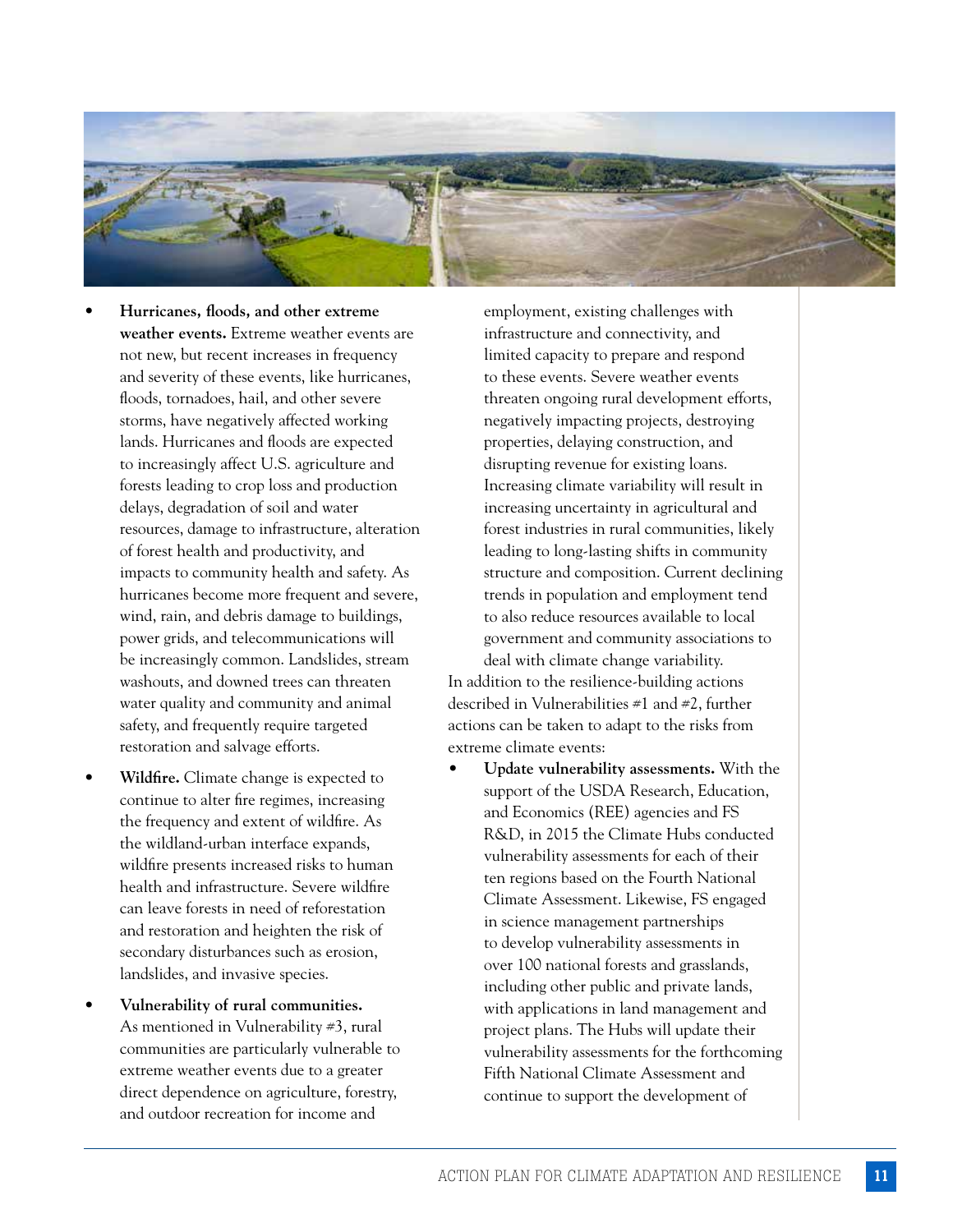- **Hurricanes, floods, and other extreme weather events.** Extreme weather events are not new, but recent increases in frequency and severity of these events, like hurricanes, floods, tornadoes, hail, and other severe storms, have negatively affected working lands. Hurricanes and floods are expected to increasingly affect U.S. agriculture and forests leading to crop loss and production delays, degradation of soil and water resources, damage to infrastructure, alteration of forest health and productivity, and impacts to community health and safety. As hurricanes become more frequent and severe, wind, rain, and debris damage to buildings, power grids, and telecommunications will be increasingly common. Landslides, stream washouts, and downed trees can threaten water quality and community and animal safety, and frequently require targeted restoration and salvage efforts.

- **Wildfire.** Climate change is expected to continue to alter fire regimes, increasing the frequency and extent of wildfire. As the wildland-urban interface expands, wildfire presents increased risks to human health and infrastructure. Severe wildfire can leave forests in need of reforestation and restoration and heighten the risk of secondary disturbances such as erosion, landslides, and invasive species.

- **Vulnerability of rural communities.** As mentioned in Vulnerability #3, rural communities are particularly vulnerable to extreme weather events due to a greater direct dependence on agriculture, forestry, and outdoor recreation for income and employment, existing challenges with infrastructure and connectivity, and limited capacity to prepare and respond to these events. Severe weather events threaten ongoing rural development efforts, negatively impacting projects, destroying properties, delaying construction, and disrupting revenue for existing loans. Increasing climate variability will result in increasing uncertainty in agricultural and forest industries in rural communities, likely leading to long-lasting shifts in community structure and composition. Current declining trends in population and employment tend to also reduce resources available to local government and community associations to deal with climate change variability.

In addition to the resilience-building actions described in Vulnerabilities #1 and #2, further actions can be taken to adapt to the risks from extreme climate events:

- **Update vulnerability assessments.** With the support of the USDA Research, Education, and Economics (REE) agencies and FS R&D, in 2015 the Climate Hubs conducted vulnerability assessments for each of their ten regions based on the Fourth National Climate Assessment. Likewise, FS engaged in science management partnerships to develop vulnerability assessments in over 100 national forests and grasslands, including other public and private lands, with applications in land management and project plans. The Hubs will update their vulnerability assessments for the forthcoming Fifth National Climate Assessment and continue to support the development of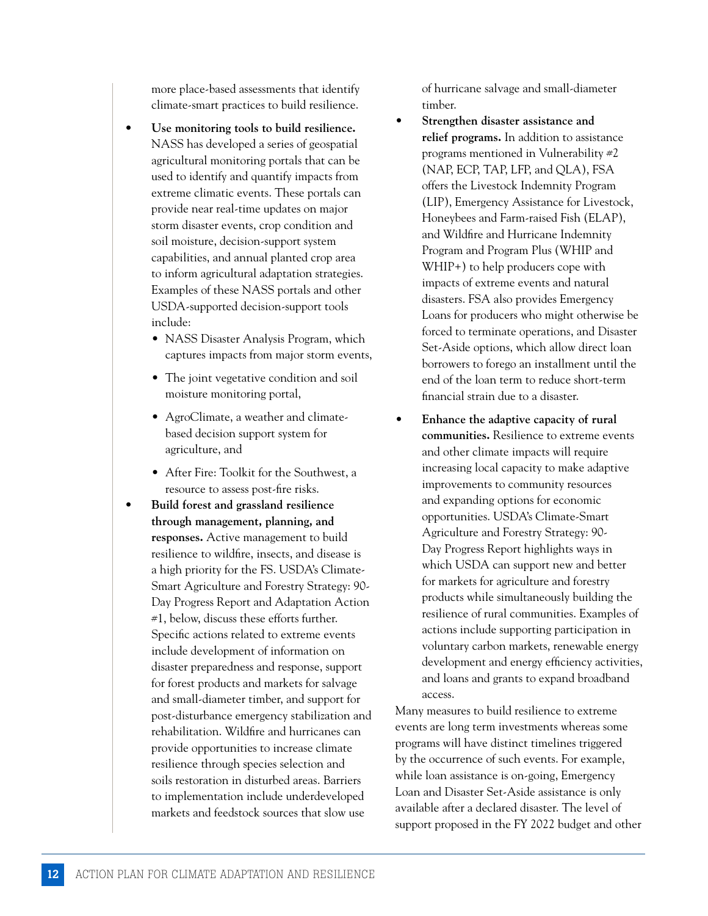more place-based assessments that identify climate-smart practices to build resilience.

- **Use monitoring tools to build resilience.** NASS has developed a series of geospatial agricultural monitoring portals that can be used to identify and quantify impacts from extreme climatic events. These portals can provide near real-time updates on major storm disaster events, crop condition and soil moisture, decision-support system capabilities, and annual planted crop area to inform agricultural adaptation strategies. Examples of these NASS portals and other USDA-supported decision-support tools include:
  - NASS Disaster Analysis Program, which captures impacts from major storm events,
  - The joint vegetative condition and soil moisture monitoring portal,
  - AgroClimate, a weather and climate-based decision support system for agriculture, and
  - After Fire: Toolkit for the Southwest, a resource to assess post-fire risks.
- **Build forest and grassland resilience through management, planning, and responses.** Active management to build resilience to wildfire, insects, and disease is a high priority for the FS. USDA's Climate-Smart Agriculture and Forestry Strategy: 90-Day Progress Report and Adaptation Action #1, below, discuss these efforts further. Specific actions related to extreme events include development of information on disaster preparedness and response, support for forest products and markets for salvage and small-diameter timber, and support for post-disturbance emergency stabilization and rehabilitation. Wildfire and hurricanes can provide opportunities to increase climate resilience through species selection and soils restoration in disturbed areas. Barriers to implementation include underdeveloped markets and feedstock sources that slow use of hurricane salvage and small-diameter timber.
- **Strengthen disaster assistance and relief programs.** In addition to assistance programs mentioned in Vulnerability #2 (NAP, ECP, TAP, LFP, and QLA), FSA offers the Livestock Indemnity Program (LIP), Emergency Assistance for Livestock, Honeybees and Farm-raised Fish (ELAP), and Wildfire and Hurricane Indemnity Program and Program Plus (WHIP and WHIP+) to help producers cope with impacts of extreme events and natural disasters. FSA also provides Emergency Loans for producers who might otherwise be forced to terminate operations, and Disaster Set-Aside options, which allow direct loan borrowers to forego an installment until the end of the loan term to reduce short-term financial strain due to a disaster.
- **Enhance the adaptive capacity of rural communities.** Resilience to extreme events and other climate impacts will require increasing local capacity to make adaptive improvements to community resources and expanding options for economic opportunities. USDA's Climate-Smart Agriculture and Forestry Strategy: 90-Day Progress Report highlights ways in which USDA can support new and better for markets for agriculture and forestry products while simultaneously building the resilience of rural communities. Examples of actions include supporting participation in voluntary carbon markets, renewable energy development and energy efficiency activities, and loans and grants to expand broadband access.

Many measures to build resilience to extreme events are long term investments whereas some programs will have distinct timelines triggered by the occurrence of such events. For example, while loan assistance is on-going, Emergency Loan and Disaster Set-Aside assistance is only available after a declared disaster. The level of support proposed in the FY 2022 budget and other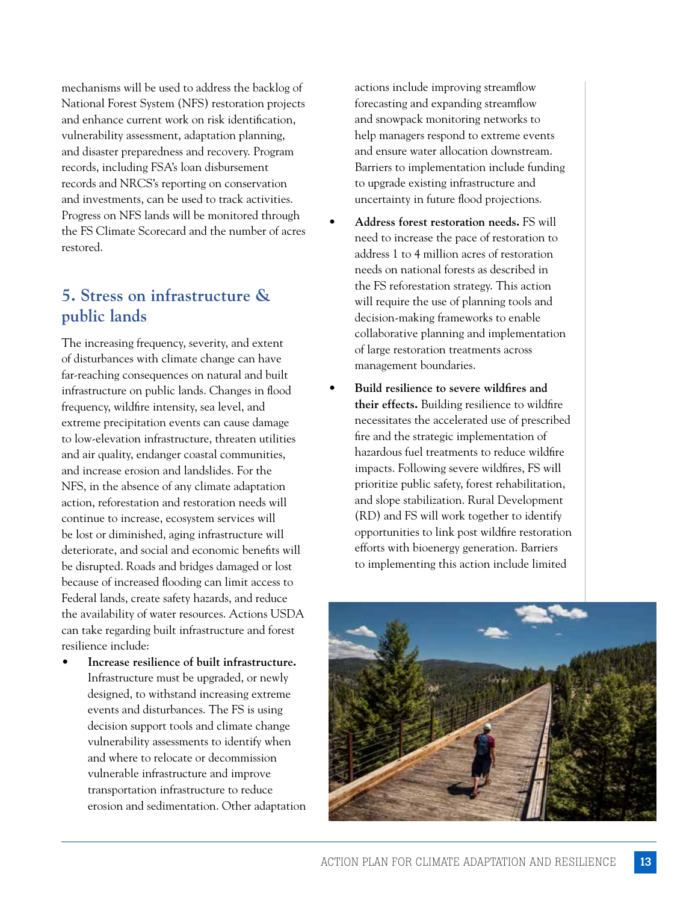mechanisms will be used to address the backlog of National Forest System (NFS) restoration projects and enhance current work on risk identification, vulnerability assessment, adaptation planning, and disaster preparedness and recovery. Program records, including FSA's loan disbursement records and NRCS's reporting on conservation and investments, can be used to track activities. Progress on NFS lands will be monitored through the FS Climate Scorecard and the number of acres restored.

## 5. Stress on infrastructure & public lands

The increasing frequency, severity, and extent of disturbances with climate change can have far-reaching consequences on natural and built infrastructure on public lands. Changes in flood frequency, wildfire intensity, sea level, and extreme precipitation events can cause damage to low-elevation infrastructure, threaten utilities and air quality, endanger coastal communities, and increase erosion and landslides. For the NFS, in the absence of any climate adaptation action, reforestation and restoration needs will continue to increase, ecosystem services will be lost or diminished, aging infrastructure will deteriorate, and social and economic benefits will be disrupted. Roads and bridges damaged or lost because of increased flooding can limit access to Federal lands, create safety hazards, and reduce the availability of water resources. Actions USDA can take regarding built infrastructure and forest resilience include:

- **Increase resilience of built infrastructure.** Infrastructure must be upgraded, or newly designed, to withstand increasing extreme events and disturbances. The FS is using decision support tools and climate change vulnerability assessments to identify when and where to relocate or decommission vulnerable infrastructure and improve transportation infrastructure to reduce erosion and sedimentation. Other adaptation actions include improving streamflow forecasting and expanding streamflow and snowpack monitoring networks to help managers respond to extreme events and ensure water allocation downstream. Barriers to implementation include funding to upgrade existing infrastructure and uncertainty in future flood projections.
- **Address forest restoration needs.** FS will need to increase the pace of restoration to address 1 to 4 million acres of restoration needs on national forests as described in the FS reforestation strategy. This action will require the use of planning tools and decision-making frameworks to enable collaborative planning and implementation of large restoration treatments across management boundaries.
- **Build resilience to severe wildfires and their effects.** Building resilience to wildfire necessitates the accelerated use of prescribed fire and the strategic implementation of hazardous fuel treatments to reduce wildfire impacts. Following severe wildfires, FS will prioritize public safety, forest rehabilitation, and slope stabilization. Rural Development (RD) and FS will work together to identify opportunities to link post wildfire restoration efforts with bioenergy generation. Barriers to implementing this action include limited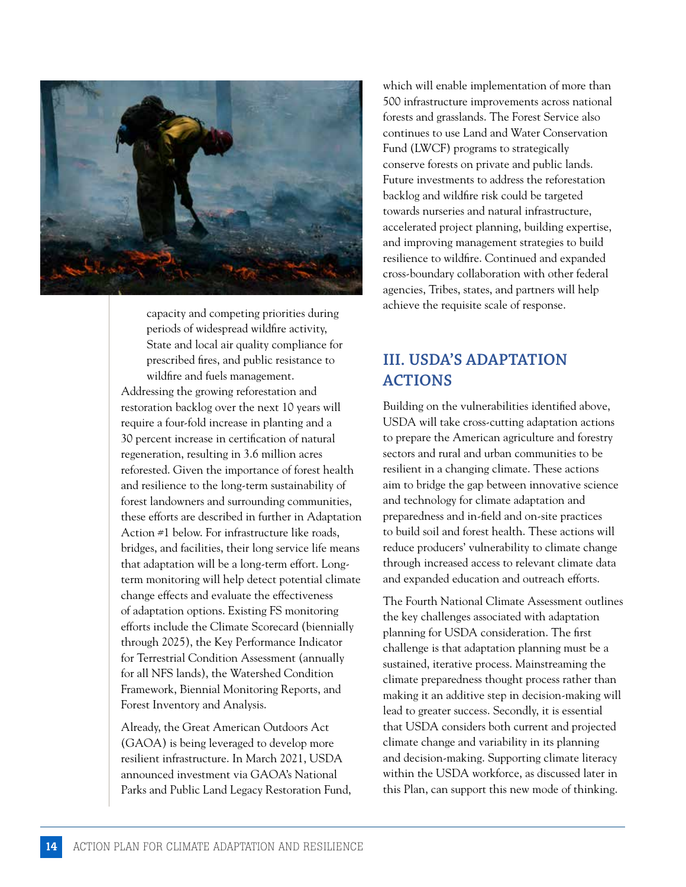capacity and competing priorities during periods of widespread wildfire activity, State and local air quality compliance for prescribed fires, and public resistance to wildfire and fuels management.

Addressing the growing reforestation and restoration backlog over the next 10 years will require a four-fold increase in planting and a 30 percent increase in certification of natural regeneration, resulting in 3.6 million acres reforested. Given the importance of forest health and resilience to the long-term sustainability of forest landowners and surrounding communities, these efforts are described in further in Adaptation Action #1 below. For infrastructure like roads, bridges, and facilities, their long service life means that adaptation will be a long-term effort. Long-term monitoring will help detect potential climate change effects and evaluate the effectiveness of adaptation options. Existing FS monitoring efforts include the Climate Scorecard (biennially through 2025), the Key Performance Indicator for Terrestrial Condition Assessment (annually for all NFS lands), the Watershed Condition Framework, Biennial Monitoring Reports, and Forest Inventory and Analysis.

Already, the Great American Outdoors Act (GAOA) is being leveraged to develop more resilient infrastructure. In March 2021, USDA announced investment via GAOA's National Parks and Public Land Legacy Restoration Fund, which will enable implementation of more than 500 infrastructure improvements across national forests and grasslands. The Forest Service also continues to use Land and Water Conservation Fund (LWCF) programs to strategically conserve forests on private and public lands. Future investments to address the reforestation backlog and wildfire risk could be targeted towards nurseries and natural infrastructure, accelerated project planning, building expertise, and improving management strategies to build resilience to wildfire. Continued and expanded cross-boundary collaboration with other federal agencies, Tribes, states, and partners will help achieve the requisite scale of response.

## III. USDA'S ADAPTATION ACTIONS

Building on the vulnerabilities identified above, USDA will take cross-cutting adaptation actions to prepare the American agriculture and forestry sectors and rural and urban communities to be resilient in a changing climate. These actions aim to bridge the gap between innovative science and technology for climate adaptation and preparedness and in-field and on-site practices to build soil and forest health. These actions will reduce producers' vulnerability to climate change through increased access to relevant climate data and expanded education and outreach efforts.

The Fourth National Climate Assessment outlines the key challenges associated with adaptation planning for USDA consideration. The first challenge is that adaptation planning must be a sustained, iterative process. Mainstreaming the climate preparedness thought process rather than making it an additive step in decision-making will lead to greater success. Secondly, it is essential that USDA considers both current and projected climate change and variability in its planning and decision-making. Supporting climate literacy within the USDA workforce, as discussed later in this Plan, can support this new mode of thinking.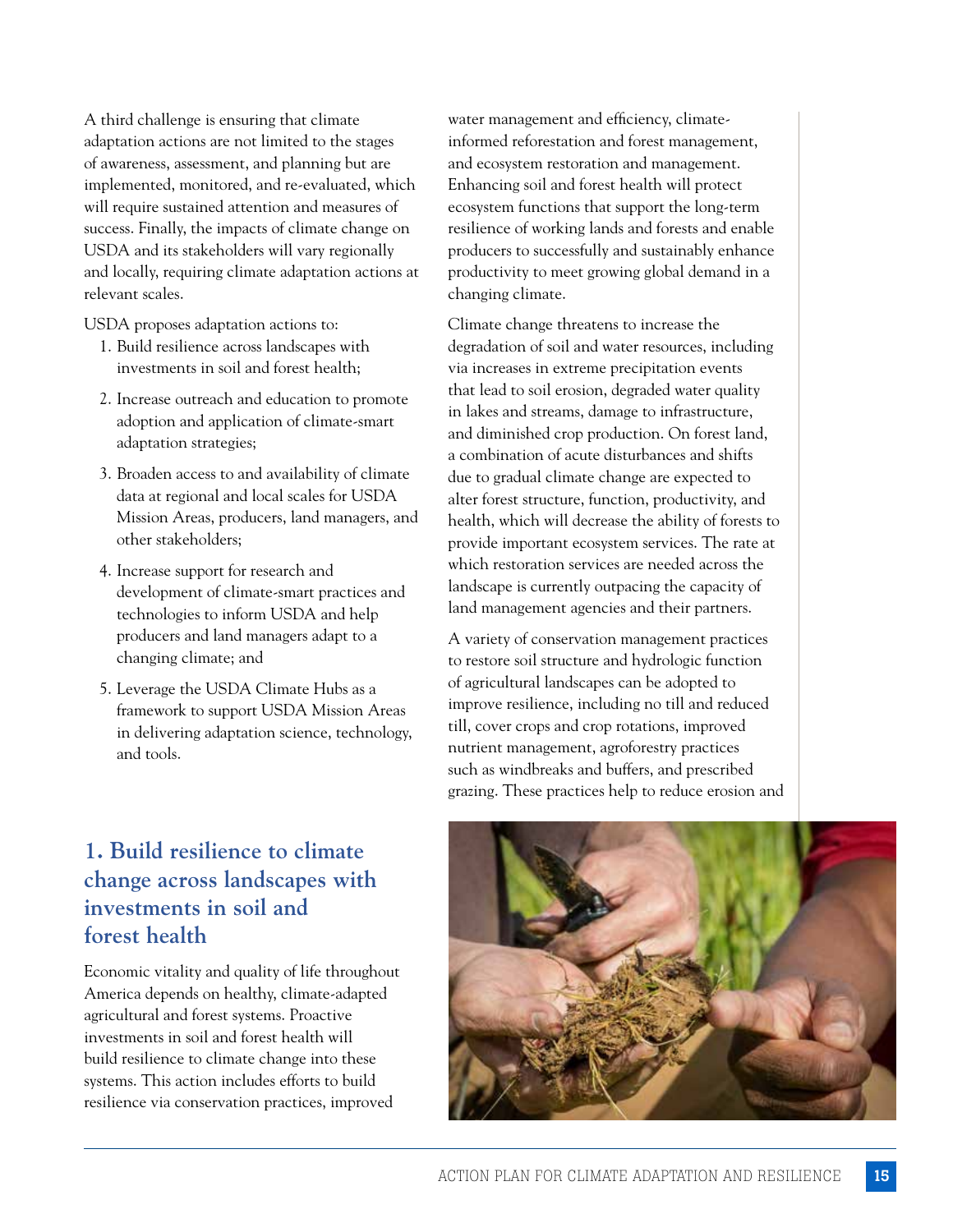A third challenge is ensuring that climate adaptation actions are not limited to the stages of awareness, assessment, and planning but are implemented, monitored, and re-evaluated, which will require sustained attention and measures of success. Finally, the impacts of climate change on USDA and its stakeholders will vary regionally and locally, requiring climate adaptation actions at relevant scales.

USDA proposes adaptation actions to:

1. Build resilience across landscapes with investments in soil and forest health;
2. Increase outreach and education to promote adoption and application of climate-smart adaptation strategies;
3. Broaden access to and availability of climate data at regional and local scales for USDA Mission Areas, producers, land managers, and other stakeholders;
4. Increase support for research and development of climate-smart practices and technologies to inform USDA and help producers and land managers adapt to a changing climate; and
5. Leverage the USDA Climate Hubs as a framework to support USDA Mission Areas in delivering adaptation science, technology, and tools.

## 1. Build resilience to climate change across landscapes with investments in soil and forest health

Economic vitality and quality of life throughout America depends on healthy, climate-adapted agricultural and forest systems. Proactive investments in soil and forest health will build resilience to climate change into these systems. This action includes efforts to build resilience via conservation practices, improved water management and efficiency, climate-informed reforestation and forest management, and ecosystem restoration and management. Enhancing soil and forest health will protect ecosystem functions that support the long-term resilience of working lands and forests and enable producers to successfully and sustainably enhance productivity to meet growing global demand in a changing climate.

Climate change threatens to increase the degradation of soil and water resources, including via increases in extreme precipitation events that lead to soil erosion, degraded water quality in lakes and streams, damage to infrastructure, and diminished crop production. On forest land, a combination of acute disturbances and shifts due to gradual climate change are expected to alter forest structure, function, productivity, and health, which will decrease the ability of forests to provide important ecosystem services. The rate at which restoration services are needed across the landscape is currently outpacing the capacity of land management agencies and their partners.

A variety of conservation management practices to restore soil structure and hydrologic function of agricultural landscapes can be adopted to improve resilience, including no till and reduced till, cover crops and crop rotations, improved nutrient management, agroforestry practices such as windbreaks and buffers, and prescribed grazing. These practices help to reduce erosion and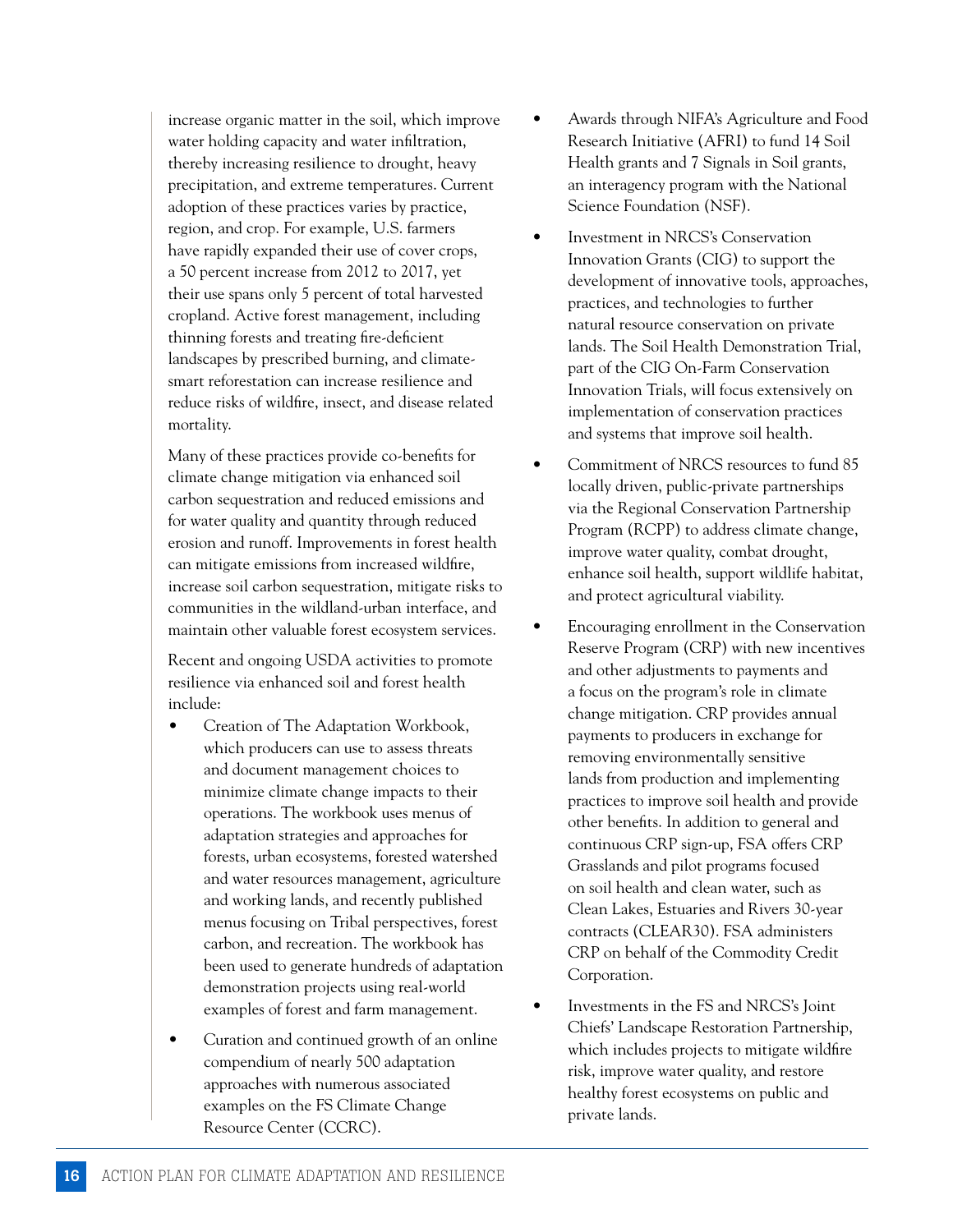increase organic matter in the soil, which improve water holding capacity and water infiltration, thereby increasing resilience to drought, heavy precipitation, and extreme temperatures. Current adoption of these practices varies by practice, region, and crop. For example, U.S. farmers have rapidly expanded their use of cover crops, a 50 percent increase from 2012 to 2017, yet their use spans only 5 percent of total harvested cropland. Active forest management, including thinning forests and treating fire-deficient landscapes by prescribed burning, and climate-smart reforestation can increase resilience and reduce risks of wildfire, insect, and disease related mortality.

Many of these practices provide co-benefits for climate change mitigation via enhanced soil carbon sequestration and reduced emissions and for water quality and quantity through reduced erosion and runoff. Improvements in forest health can mitigate emissions from increased wildfire, increase soil carbon sequestration, mitigate risks to communities in the wildland-urban interface, and maintain other valuable forest ecosystem services.

Recent and ongoing USDA activities to promote resilience via enhanced soil and forest health include:

- Creation of The Adaptation Workbook, which producers can use to assess threats and document management choices to minimize climate change impacts to their operations. The workbook uses menus of adaptation strategies and approaches for forests, urban ecosystems, forested watershed and water resources management, agriculture and working lands, and recently published menus focusing on Tribal perspectives, forest carbon, and recreation. The workbook has been used to generate hundreds of adaptation demonstration projects using real-world examples of forest and farm management.
- Curation and continued growth of an online compendium of nearly 500 adaptation approaches with numerous associated examples on the FS Climate Change Resource Center (CCRC).
- Awards through NIFA's Agriculture and Food Research Initiative (AFRI) to fund 14 Soil Health grants and 7 Signals in Soil grants, an interagency program with the National Science Foundation (NSF).
- Investment in NRCS's Conservation Innovation Grants (CIG) to support the development of innovative tools, approaches, practices, and technologies to further natural resource conservation on private lands. The Soil Health Demonstration Trial, part of the CIG On-Farm Conservation Innovation Trials, will focus extensively on implementation of conservation practices and systems that improve soil health.
- Commitment of NRCS resources to fund 85 locally driven, public-private partnerships via the Regional Conservation Partnership Program (RCPP) to address climate change, improve water quality, combat drought, enhance soil health, support wildlife habitat, and protect agricultural viability.
- Encouraging enrollment in the Conservation Reserve Program (CRP) with new incentives and other adjustments to payments and a focus on the program's role in climate change mitigation. CRP provides annual payments to producers in exchange for removing environmentally sensitive lands from production and implementing practices to improve soil health and provide other benefits. In addition to general and continuous CRP sign-up, FSA offers CRP Grasslands and pilot programs focused on soil health and clean water, such as Clean Lakes, Estuaries and Rivers 30-year contracts (CLEAR30). FSA administers CRP on behalf of the Commodity Credit Corporation.
- Investments in the FS and NRCS's Joint Chiefs' Landscape Restoration Partnership, which includes projects to mitigate wildfire risk, improve water quality, and restore healthy forest ecosystems on public and private lands.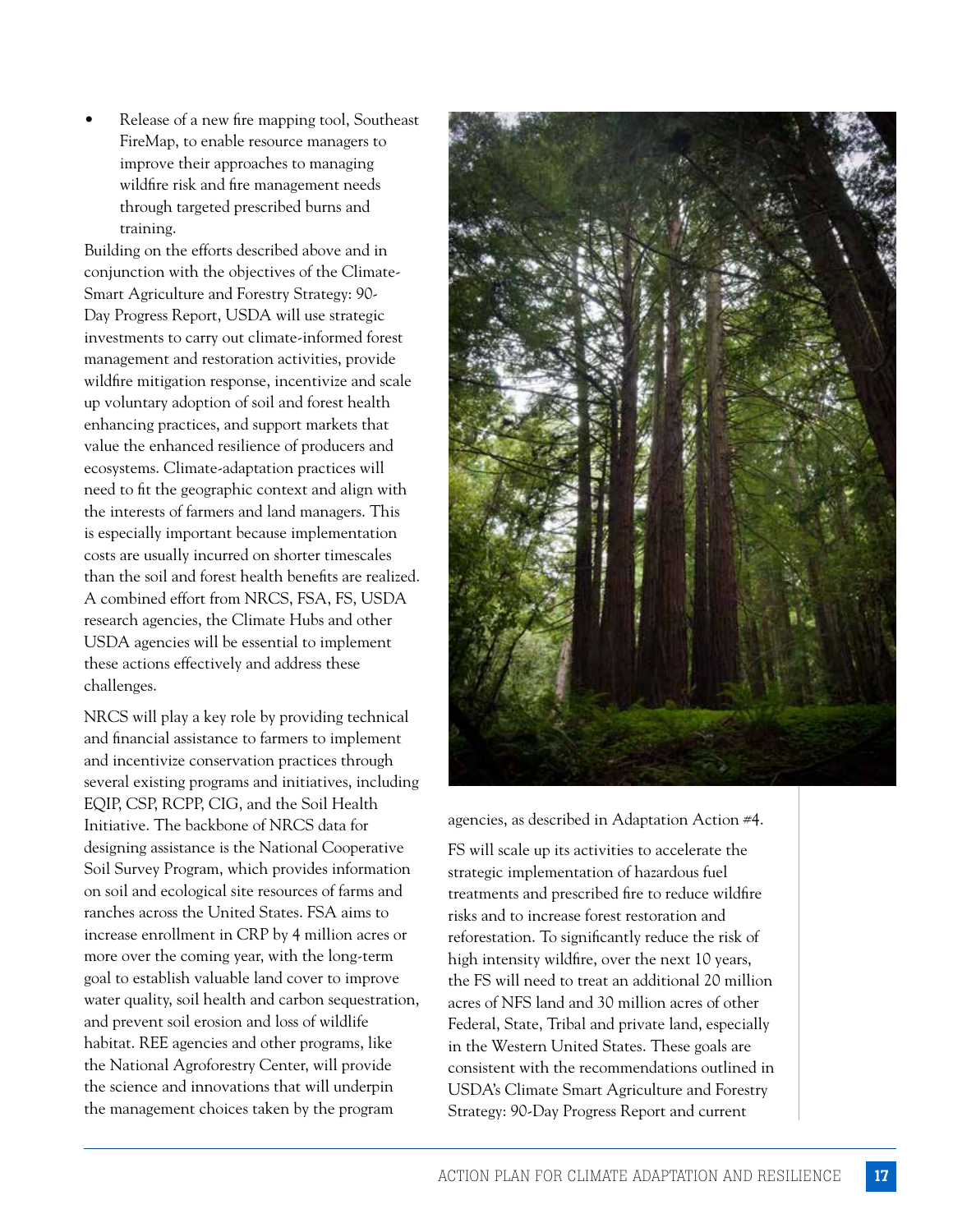- Release of a new fire mapping tool, Southeast FireMap, to enable resource managers to improve their approaches to managing wildfire risk and fire management needs through targeted prescribed burns and training.

Building on the efforts described above and in conjunction with the objectives of the Climate-Smart Agriculture and Forestry Strategy: 90-Day Progress Report, USDA will use strategic investments to carry out climate-informed forest management and restoration activities, provide wildfire mitigation response, incentivize and scale up voluntary adoption of soil and forest health enhancing practices, and support markets that value the enhanced resilience of producers and ecosystems. Climate-adaptation practices will need to fit the geographic context and align with the interests of farmers and land managers. This is especially important because implementation costs are usually incurred on shorter timescales than the soil and forest health benefits are realized. A combined effort from NRCS, FSA, FS, USDA research agencies, the Climate Hubs and other USDA agencies will be essential to implement these actions effectively and address these challenges.

NRCS will play a key role by providing technical and financial assistance to farmers to implement and incentivize conservation practices through several existing programs and initiatives, including EQIP, CSP, RCPP, CIG, and the Soil Health Initiative. The backbone of NRCS data for designing assistance is the National Cooperative Soil Survey Program, which provides information on soil and ecological site resources of farms and ranches across the United States. FSA aims to increase enrollment in CRP by 4 million acres or more over the coming year, with the long-term goal to establish valuable land cover to improve water quality, soil health and carbon sequestration, and prevent soil erosion and loss of wildlife habitat. REE agencies and other programs, like the National Agroforestry Center, will provide the science and innovations that will underpin the management choices taken by the program agencies, as described in Adaptation Action #4.

FS will scale up its activities to accelerate the strategic implementation of hazardous fuel treatments and prescribed fire to reduce wildfire risks and to increase forest restoration and reforestation. To significantly reduce the risk of high intensity wildfire, over the next 10 years, the FS will need to treat an additional 20 million acres of NFS land and 30 million acres of other Federal, State, Tribal and private land, especially in the Western United States. These goals are consistent with the recommendations outlined in USDA's Climate Smart Agriculture and Forestry Strategy: 90-Day Progress Report and current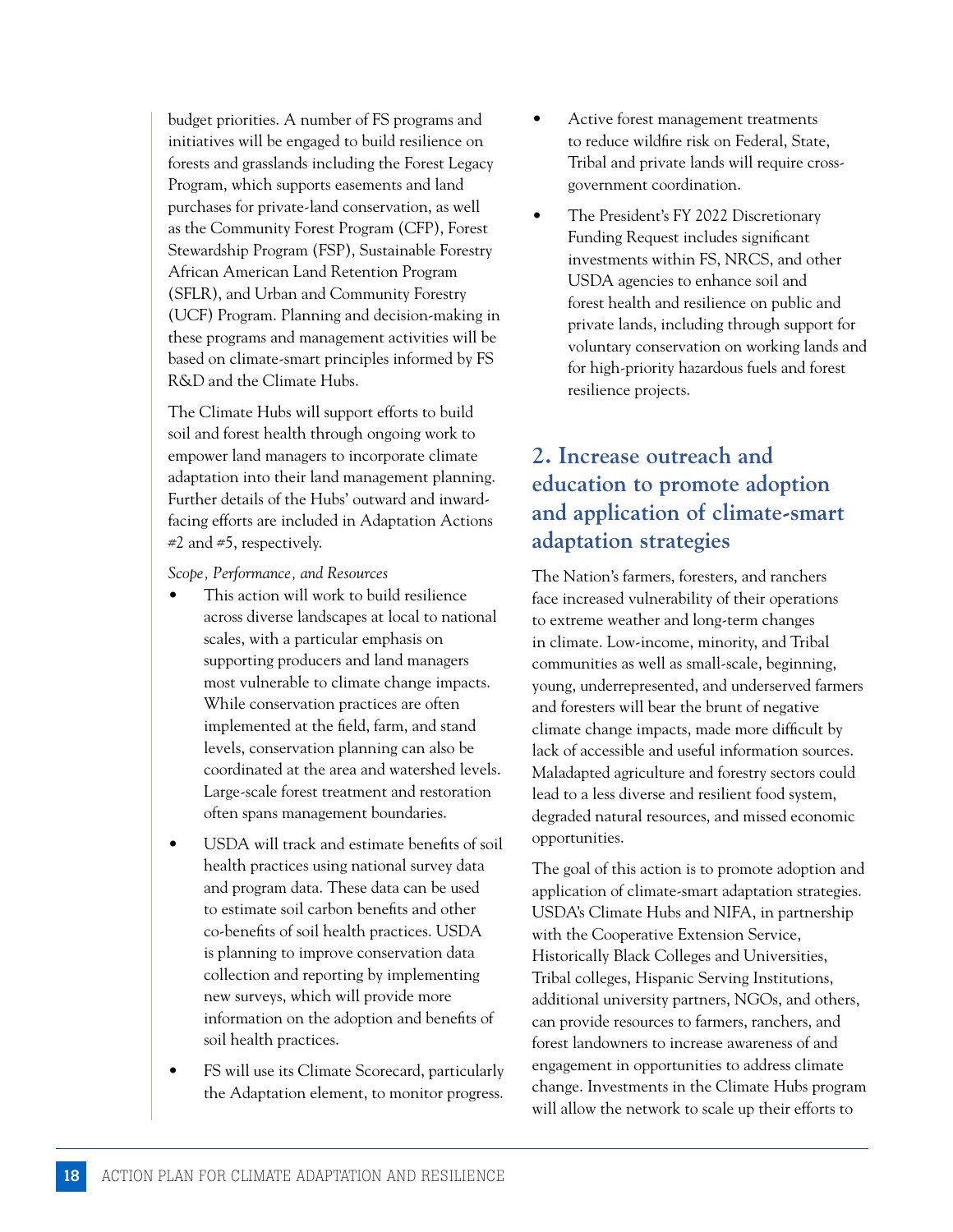budget priorities. A number of FS programs and initiatives will be engaged to build resilience on forests and grasslands including the Forest Legacy Program, which supports easements and land purchases for private-land conservation, as well as the Community Forest Program (CFP), Forest Stewardship Program (FSP), Sustainable Forestry African American Land Retention Program (SFLR), and Urban and Community Forestry (UCF) Program. Planning and decision-making in these programs and management activities will be based on climate-smart principles informed by FS R&D and the Climate Hubs.

The Climate Hubs will support efforts to build soil and forest health through ongoing work to empower land managers to incorporate climate adaptation into their land management planning. Further details of the Hubs' outward and inward-facing efforts are included in Adaptation Actions #2 and #5, respectively.

*Scope, Performance, and Resources*

- This action will work to build resilience across diverse landscapes at local to national scales, with a particular emphasis on supporting producers and land managers most vulnerable to climate change impacts. While conservation practices are often implemented at the field, farm, and stand levels, conservation planning can also be coordinated at the area and watershed levels. Large-scale forest treatment and restoration often spans management boundaries.
- USDA will track and estimate benefits of soil health practices using national survey data and program data. These data can be used to estimate soil carbon benefits and other co-benefits of soil health practices. USDA is planning to improve conservation data collection and reporting by implementing new surveys, which will provide more information on the adoption and benefits of soil health practices.
- FS will use its Climate Scorecard, particularly the Adaptation element, to monitor progress.
- Active forest management treatments to reduce wildfire risk on Federal, State, Tribal and private lands will require cross-government coordination.
- The President's FY 2022 Discretionary Funding Request includes significant investments within FS, NRCS, and other USDA agencies to enhance soil and forest health and resilience on public and private lands, including through support for voluntary conservation on working lands and for high-priority hazardous fuels and forest resilience projects.

## 2. Increase outreach and education to promote adoption and application of climate-smart adaptation strategies

The Nation's farmers, foresters, and ranchers face increased vulnerability of their operations to extreme weather and long-term changes in climate. Low-income, minority, and Tribal communities as well as small-scale, beginning, young, underrepresented, and underserved farmers and foresters will bear the brunt of negative climate change impacts, made more difficult by lack of accessible and useful information sources. Maladapted agriculture and forestry sectors could lead to a less diverse and resilient food system, degraded natural resources, and missed economic opportunities.

The goal of this action is to promote adoption and application of climate-smart adaptation strategies. USDA's Climate Hubs and NIFA, in partnership with the Cooperative Extension Service, Historically Black Colleges and Universities, Tribal colleges, Hispanic Serving Institutions, additional university partners, NGOs, and others, can provide resources to farmers, ranchers, and forest landowners to increase awareness of and engagement in opportunities to address climate change. Investments in the Climate Hubs program will allow the network to scale up their efforts to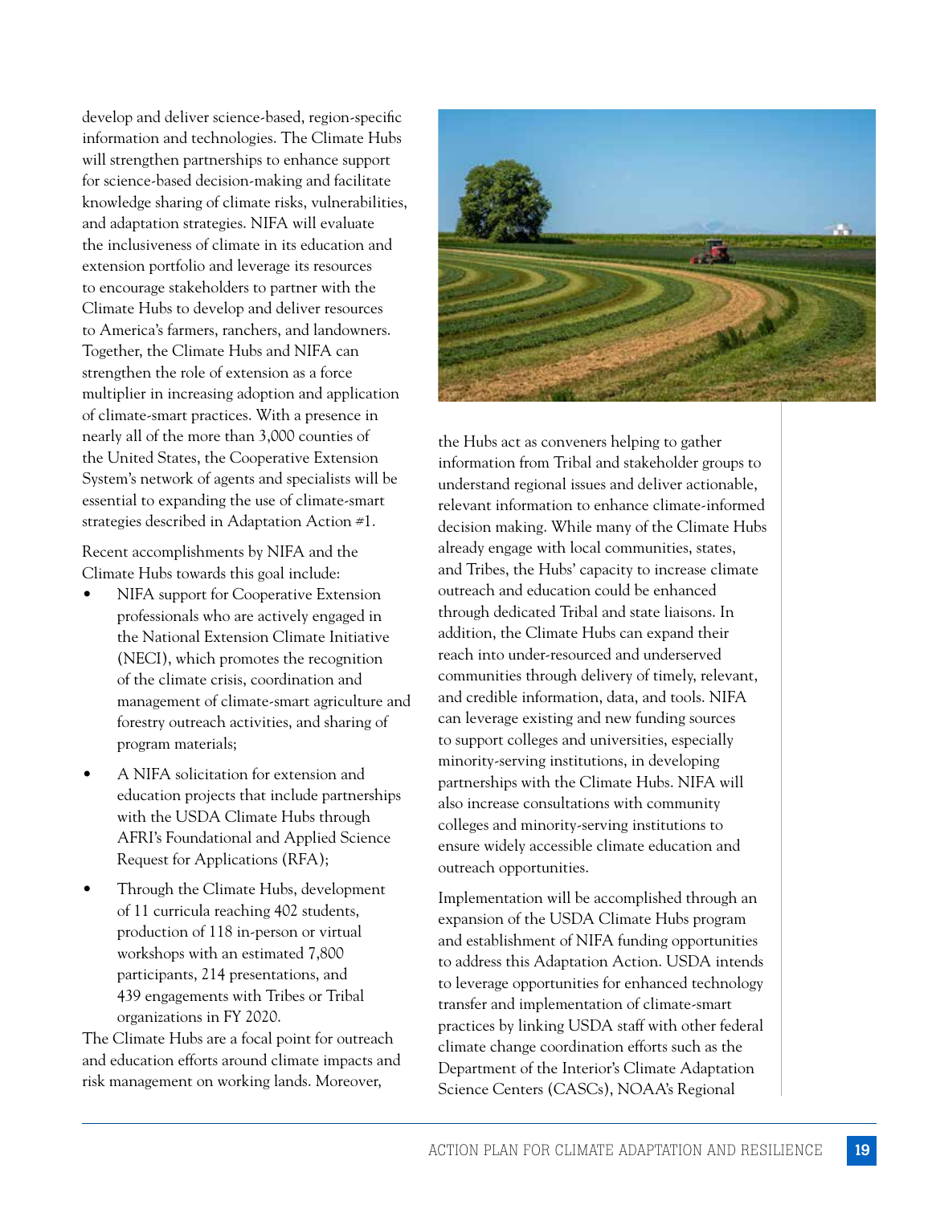develop and deliver science-based, region-specific information and technologies. The Climate Hubs will strengthen partnerships to enhance support for science-based decision-making and facilitate knowledge sharing of climate risks, vulnerabilities, and adaptation strategies. NIFA will evaluate the inclusiveness of climate in its education and extension portfolio and leverage its resources to encourage stakeholders to partner with the Climate Hubs to develop and deliver resources to America's farmers, ranchers, and landowners. Together, the Climate Hubs and NIFA can strengthen the role of extension as a force multiplier in increasing adoption and application of climate-smart practices. With a presence in nearly all of the more than 3,000 counties of the United States, the Cooperative Extension System's network of agents and specialists will be essential to expanding the use of climate-smart strategies described in Adaptation Action #1.

Recent accomplishments by NIFA and the Climate Hubs towards this goal include:

- NIFA support for Cooperative Extension professionals who are actively engaged in the National Extension Climate Initiative (NECI), which promotes the recognition of the climate crisis, coordination and management of climate-smart agriculture and forestry outreach activities, and sharing of program materials;
- A NIFA solicitation for extension and education projects that include partnerships with the USDA Climate Hubs through AFRI's Foundational and Applied Science Request for Applications (RFA);
- Through the Climate Hubs, development of 11 curricula reaching 402 students, production of 118 in-person or virtual workshops with an estimated 7,800 participants, 214 presentations, and 439 engagements with Tribes or Tribal organizations in FY 2020.

The Climate Hubs are a focal point for outreach and education efforts around climate impacts and risk management on working lands. Moreover, the Hubs act as conveners helping to gather information from Tribal and stakeholder groups to understand regional issues and deliver actionable, relevant information to enhance climate-informed decision making. While many of the Climate Hubs already engage with local communities, states, and Tribes, the Hubs' capacity to increase climate outreach and education could be enhanced through dedicated Tribal and state liaisons. In addition, the Climate Hubs can expand their reach into under-resourced and underserved communities through delivery of timely, relevant, and credible information, data, and tools. NIFA can leverage existing and new funding sources to support colleges and universities, especially minority-serving institutions, in developing partnerships with the Climate Hubs. NIFA will also increase consultations with community colleges and minority-serving institutions to ensure widely accessible climate education and outreach opportunities.

Implementation will be accomplished through an expansion of the USDA Climate Hubs program and establishment of NIFA funding opportunities to address this Adaptation Action. USDA intends to leverage opportunities for enhanced technology transfer and implementation of climate-smart practices by linking USDA staff with other federal climate change coordination efforts such as the Department of the Interior's Climate Adaptation Science Centers (CASCs), NOAA's Regional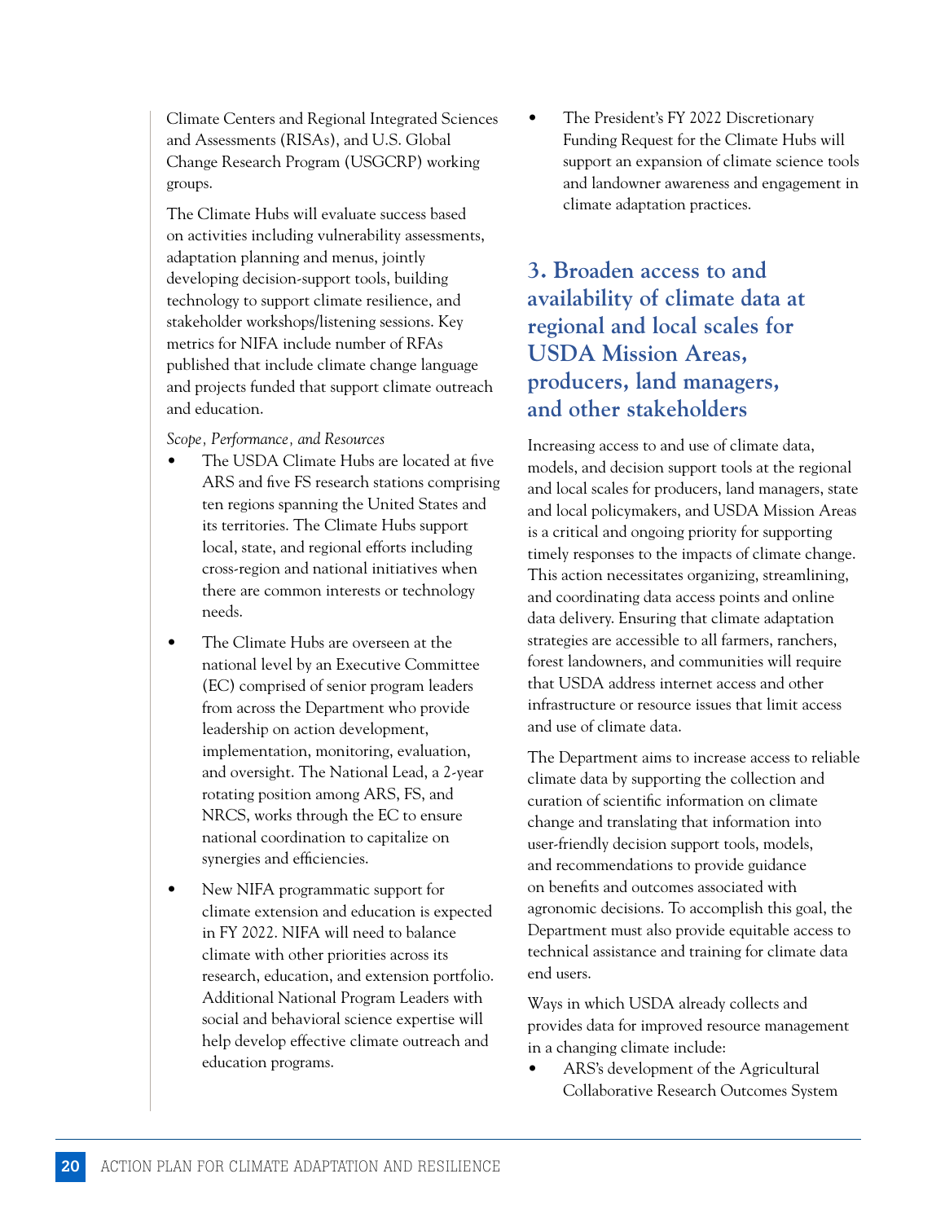Climate Centers and Regional Integrated Sciences and Assessments (RISAs), and U.S. Global Change Research Program (USGCRP) working groups.

The Climate Hubs will evaluate success based on activities including vulnerability assessments, adaptation planning and menus, jointly developing decision-support tools, building technology to support climate resilience, and stakeholder workshops/listening sessions. Key metrics for NIFA include number of RFAs published that include climate change language and projects funded that support climate outreach and education.

*Scope, Performance, and Resources*

- The USDA Climate Hubs are located at five ARS and five FS research stations comprising ten regions spanning the United States and its territories. The Climate Hubs support local, state, and regional efforts including cross-region and national initiatives when there are common interests or technology needs.
- The Climate Hubs are overseen at the national level by an Executive Committee (EC) comprised of senior program leaders from across the Department who provide leadership on action development, implementation, monitoring, evaluation, and oversight. The National Lead, a 2-year rotating position among ARS, FS, and NRCS, works through the EC to ensure national coordination to capitalize on synergies and efficiencies.
- New NIFA programmatic support for climate extension and education is expected in FY 2022. NIFA will need to balance climate with other priorities across its research, education, and extension portfolio. Additional National Program Leaders with social and behavioral science expertise will help develop effective climate outreach and education programs.
- The President's FY 2022 Discretionary Funding Request for the Climate Hubs will support an expansion of climate science tools and landowner awareness and engagement in climate adaptation practices.

## 3. Broaden access to and availability of climate data at regional and local scales for USDA Mission Areas, producers, land managers, and other stakeholders

Increasing access to and use of climate data, models, and decision support tools at the regional and local scales for producers, land managers, state and local policymakers, and USDA Mission Areas is a critical and ongoing priority for supporting timely responses to the impacts of climate change. This action necessitates organizing, streamlining, and coordinating data access points and online data delivery. Ensuring that climate adaptation strategies are accessible to all farmers, ranchers, forest landowners, and communities will require that USDA address internet access and other infrastructure or resource issues that limit access and use of climate data.

The Department aims to increase access to reliable climate data by supporting the collection and curation of scientific information on climate change and translating that information into user-friendly decision support tools, models, and recommendations to provide guidance on benefits and outcomes associated with agronomic decisions. To accomplish this goal, the Department must also provide equitable access to technical assistance and training for climate data end users.

Ways in which USDA already collects and provides data for improved resource management in a changing climate include:

- ARS's development of the Agricultural Collaborative Research Outcomes System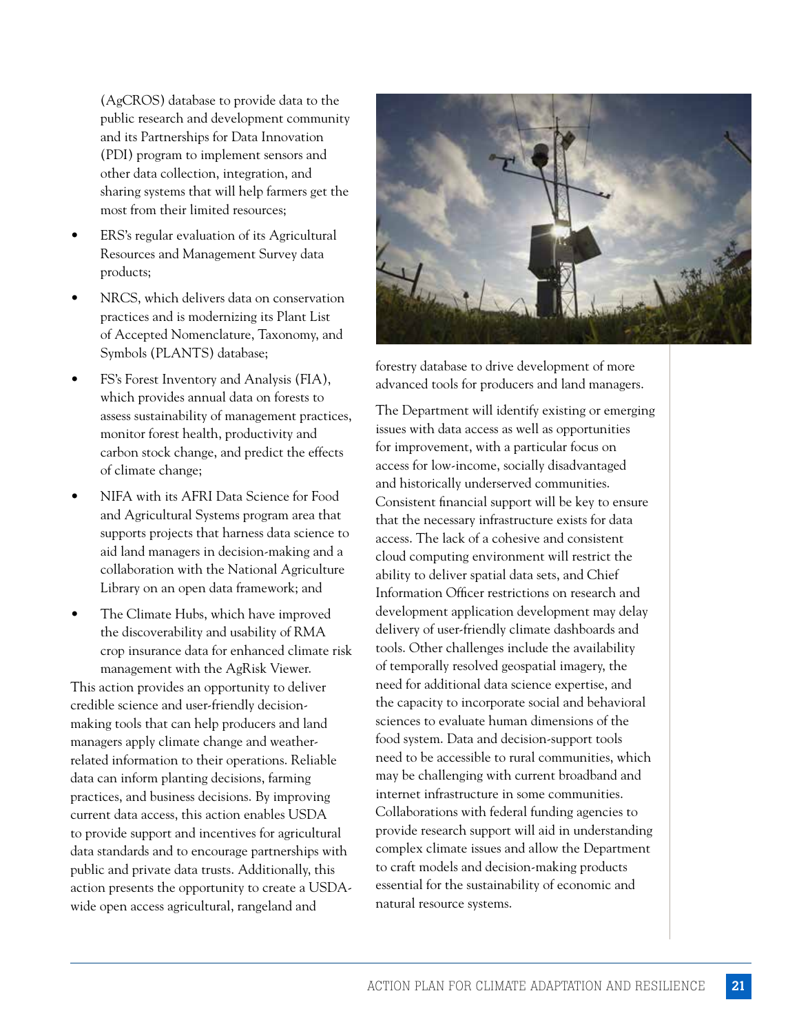(AgCROS) database to provide data to the public research and development community and its Partnerships for Data Innovation (PDI) program to implement sensors and other data collection, integration, and sharing systems that will help farmers get the most from their limited resources;

- ERS's regular evaluation of its Agricultural Resources and Management Survey data products;
- NRCS, which delivers data on conservation practices and is modernizing its Plant List of Accepted Nomenclature, Taxonomy, and Symbols (PLANTS) database;
- FS's Forest Inventory and Analysis (FIA), which provides annual data on forests to assess sustainability of management practices, monitor forest health, productivity and carbon stock change, and predict the effects of climate change;
- NIFA with its AFRI Data Science for Food and Agricultural Systems program area that supports projects that harness data science to aid land managers in decision-making and a collaboration with the National Agriculture Library on an open data framework; and
- The Climate Hubs, which have improved the discoverability and usability of RMA crop insurance data for enhanced climate risk management with the AgRisk Viewer.

This action provides an opportunity to deliver credible science and user-friendly decision-making tools that can help producers and land managers apply climate change and weather-related information to their operations. Reliable data can inform planting decisions, farming practices, and business decisions. By improving current data access, this action enables USDA to provide support and incentives for agricultural data standards and to encourage partnerships with public and private data trusts. Additionally, this action presents the opportunity to create a USDA-wide open access agricultural, rangeland and forestry database to drive development of more advanced tools for producers and land managers.

The Department will identify existing or emerging issues with data access as well as opportunities for improvement, with a particular focus on access for low-income, socially disadvantaged and historically underserved communities. Consistent financial support will be key to ensure that the necessary infrastructure exists for data access. The lack of a cohesive and consistent cloud computing environment will restrict the ability to deliver spatial data sets, and Chief Information Officer restrictions on research and development application development may delay delivery of user-friendly climate dashboards and tools. Other challenges include the availability of temporally resolved geospatial imagery, the need for additional data science expertise, and the capacity to incorporate social and behavioral sciences to evaluate human dimensions of the food system. Data and decision-support tools need to be accessible to rural communities, which may be challenging with current broadband and internet infrastructure in some communities. Collaborations with federal funding agencies to provide research support will aid in understanding complex climate issues and allow the Department to craft models and decision-making products essential for the sustainability of economic and natural resource systems.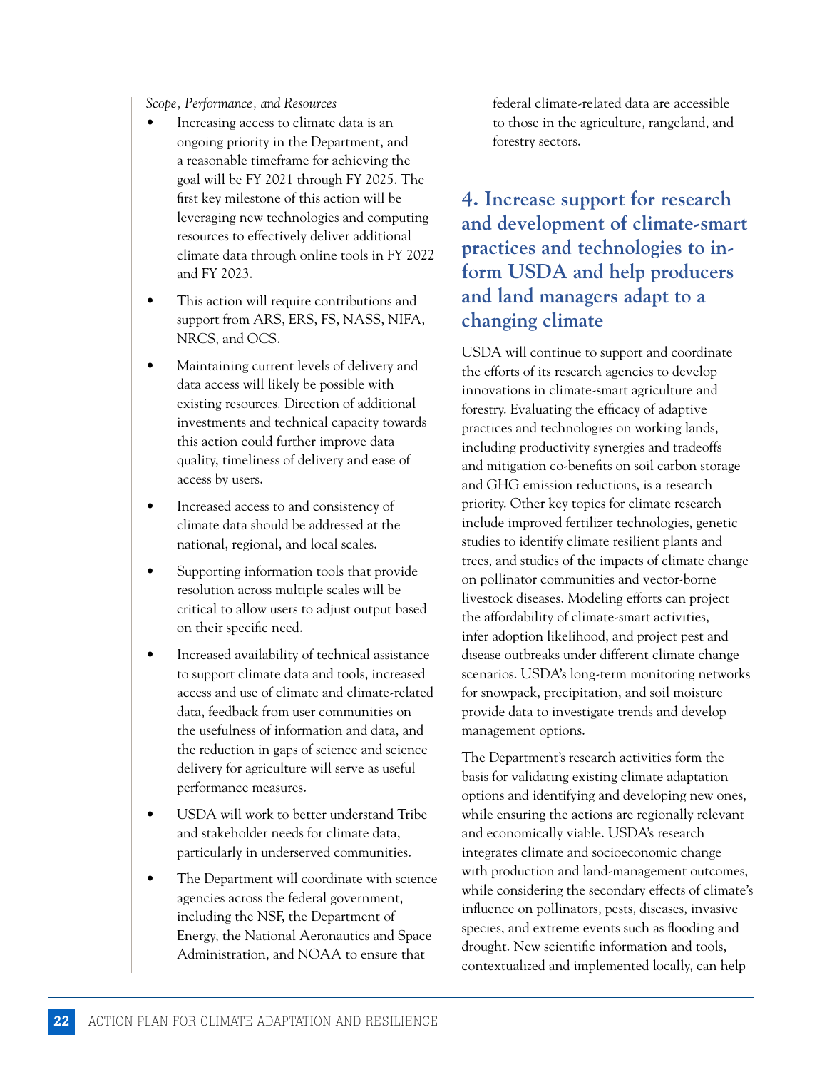*Scope, Performance, and Resources*

- Increasing access to climate data is an ongoing priority in the Department, and a reasonable timeframe for achieving the goal will be FY 2021 through FY 2025. The first key milestone of this action will be leveraging new technologies and computing resources to effectively deliver additional climate data through online tools in FY 2022 and FY 2023.
- This action will require contributions and support from ARS, ERS, FS, NASS, NIFA, NRCS, and OCS.
- Maintaining current levels of delivery and data access will likely be possible with existing resources. Direction of additional investments and technical capacity towards this action could further improve data quality, timeliness of delivery and ease of access by users.
- Increased access to and consistency of climate data should be addressed at the national, regional, and local scales.
- Supporting information tools that provide resolution across multiple scales will be critical to allow users to adjust output based on their specific need.
- Increased availability of technical assistance to support climate data and tools, increased access and use of climate and climate-related data, feedback from user communities on the usefulness of information and data, and the reduction in gaps of science and science delivery for agriculture will serve as useful performance measures.
- USDA will work to better understand Tribe and stakeholder needs for climate data, particularly in underserved communities.
- The Department will coordinate with science agencies across the federal government, including the NSF, the Department of Energy, the National Aeronautics and Space Administration, and NOAA to ensure that federal climate-related data are accessible to those in the agriculture, rangeland, and forestry sectors.

## 4. Increase support for research and development of climate-smart practices and technologies to inform USDA and help producers and land managers adapt to a changing climate

USDA will continue to support and coordinate the efforts of its research agencies to develop innovations in climate-smart agriculture and forestry. Evaluating the efficacy of adaptive practices and technologies on working lands, including productivity synergies and tradeoffs and mitigation co-benefits on soil carbon storage and GHG emission reductions, is a research priority. Other key topics for climate research include improved fertilizer technologies, genetic studies to identify climate resilient plants and trees, and studies of the impacts of climate change on pollinator communities and vector-borne livestock diseases. Modeling efforts can project the affordability of climate-smart activities, infer adoption likelihood, and project pest and disease outbreaks under different climate change scenarios. USDA's long-term monitoring networks for snowpack, precipitation, and soil moisture provide data to investigate trends and develop management options.

The Department's research activities form the basis for validating existing climate adaptation options and identifying and developing new ones, while ensuring the actions are regionally relevant and economically viable. USDA's research integrates climate and socioeconomic change with production and land-management outcomes, while considering the secondary effects of climate's influence on pollinators, pests, diseases, invasive species, and extreme events such as flooding and drought. New scientific information and tools, contextualized and implemented locally, can help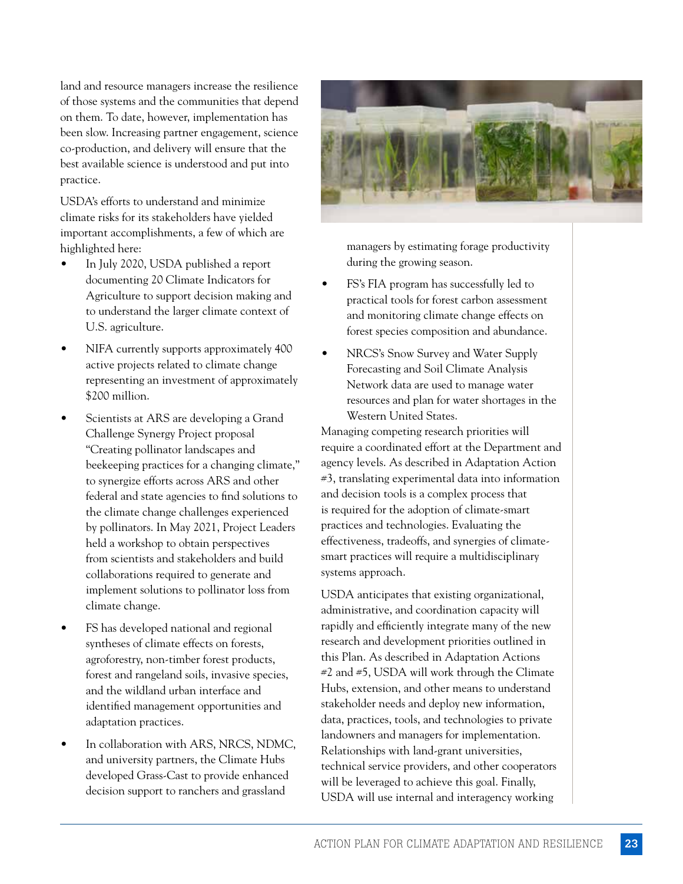land and resource managers increase the resilience of those systems and the communities that depend on them. To date, however, implementation has been slow. Increasing partner engagement, science co-production, and delivery will ensure that the best available science is understood and put into practice.

USDA's efforts to understand and minimize climate risks for its stakeholders have yielded important accomplishments, a few of which are highlighted here:

- In July 2020, USDA published a report documenting 20 Climate Indicators for Agriculture to support decision making and to understand the larger climate context of U.S. agriculture.
- NIFA currently supports approximately 400 active projects related to climate change representing an investment of approximately $200 million.
- Scientists at ARS are developing a Grand Challenge Synergy Project proposal "Creating pollinator landscapes and beekeeping practices for a changing climate," to synergize efforts across ARS and other federal and state agencies to find solutions to the climate change challenges experienced by pollinators. In May 2021, Project Leaders held a workshop to obtain perspectives from scientists and stakeholders and build collaborations required to generate and implement solutions to pollinator loss from climate change.
- FS has developed national and regional syntheses of climate effects on forests, agroforestry, non-timber forest products, forest and rangeland soils, invasive species, and the wildland urban interface and identified management opportunities and adaptation practices.
- In collaboration with ARS, NRCS, NDMC, and university partners, the Climate Hubs developed Grass-Cast to provide enhanced decision support to ranchers and grassland managers by estimating forage productivity during the growing season.
- FS's FIA program has successfully led to practical tools for forest carbon assessment and monitoring climate change effects on forest species composition and abundance.
- NRCS's Snow Survey and Water Supply Forecasting and Soil Climate Analysis Network data are used to manage water resources and plan for water shortages in the Western United States.

Managing competing research priorities will require a coordinated effort at the Department and agency levels. As described in Adaptation Action #3, translating experimental data into information and decision tools is a complex process that is required for the adoption of climate-smart practices and technologies. Evaluating the effectiveness, tradeoffs, and synergies of climate-smart practices will require a multidisciplinary systems approach.

USDA anticipates that existing organizational, administrative, and coordination capacity will rapidly and efficiently integrate many of the new research and development priorities outlined in this Plan. As described in Adaptation Actions #2 and #5, USDA will work through the Climate Hubs, extension, and other means to understand stakeholder needs and deploy new information, data, practices, tools, and technologies to private landowners and managers for implementation. Relationships with land-grant universities, technical service providers, and other cooperators will be leveraged to achieve this goal. Finally, USDA will use internal and interagency working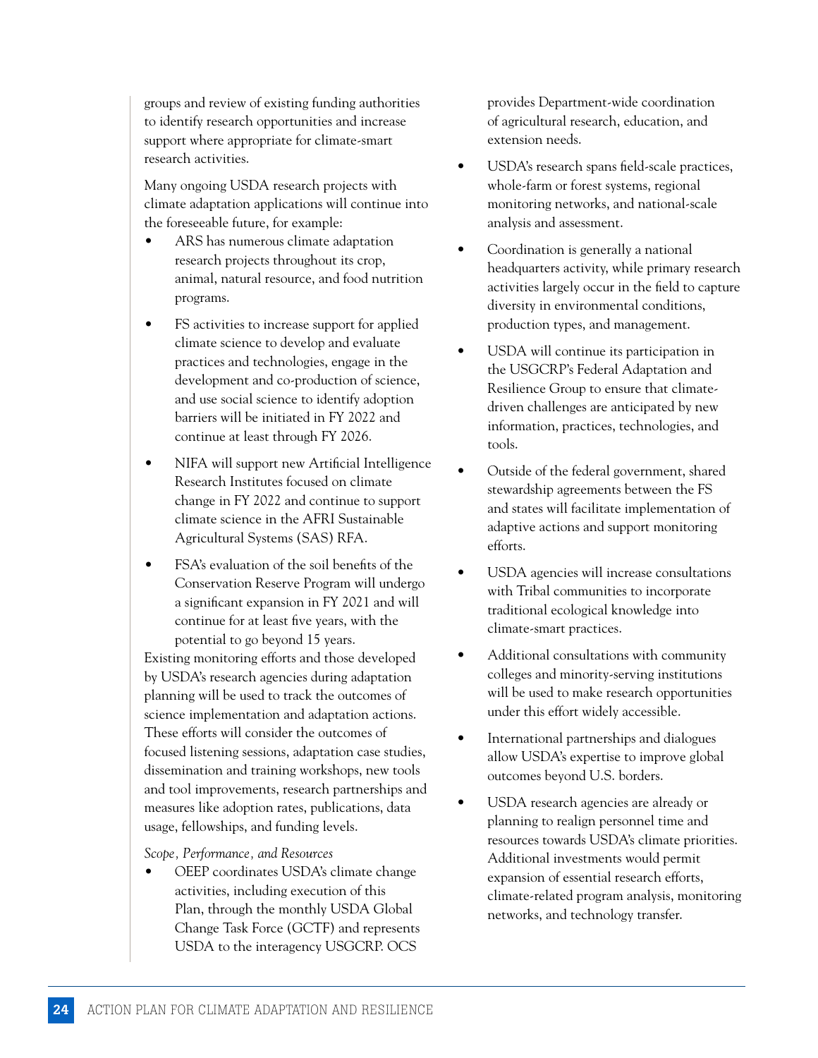groups and review of existing funding authorities to identify research opportunities and increase support where appropriate for climate-smart research activities.

Many ongoing USDA research projects with climate adaptation applications will continue into the foreseeable future, for example:

- ARS has numerous climate adaptation research projects throughout its crop, animal, natural resource, and food nutrition programs.
- FS activities to increase support for applied climate science to develop and evaluate practices and technologies, engage in the development and co-production of science, and use social science to identify adoption barriers will be initiated in FY 2022 and continue at least through FY 2026.
- NIFA will support new Artificial Intelligence Research Institutes focused on climate change in FY 2022 and continue to support climate science in the AFRI Sustainable Agricultural Systems (SAS) RFA.
- FSA's evaluation of the soil benefits of the Conservation Reserve Program will undergo a significant expansion in FY 2021 and will continue for at least five years, with the potential to go beyond 15 years.

Existing monitoring efforts and those developed by USDA's research agencies during adaptation planning will be used to track the outcomes of science implementation and adaptation actions. These efforts will consider the outcomes of focused listening sessions, adaptation case studies, dissemination and training workshops, new tools and tool improvements, research partnerships and measures like adoption rates, publications, data usage, fellowships, and funding levels.

*Scope, Performance, and Resources*

- OEEP coordinates USDA's climate change activities, including execution of this Plan, through the monthly USDA Global Change Task Force (GCTF) and represents USDA to the interagency USGCRP. OCS provides Department-wide coordination of agricultural research, education, and extension needs.
- USDA's research spans field-scale practices, whole-farm or forest systems, regional monitoring networks, and national-scale analysis and assessment.
- Coordination is generally a national headquarters activity, while primary research activities largely occur in the field to capture diversity in environmental conditions, production types, and management.
- USDA will continue its participation in the USGCRP's Federal Adaptation and Resilience Group to ensure that climate-driven challenges are anticipated by new information, practices, technologies, and tools.
- Outside of the federal government, shared stewardship agreements between the FS and states will facilitate implementation of adaptive actions and support monitoring efforts.
- USDA agencies will increase consultations with Tribal communities to incorporate traditional ecological knowledge into climate-smart practices.
- Additional consultations with community colleges and minority-serving institutions will be used to make research opportunities under this effort widely accessible.
- International partnerships and dialogues allow USDA's expertise to improve global outcomes beyond U.S. borders.
- USDA research agencies are already or planning to realign personnel time and resources towards USDA's climate priorities. Additional investments would permit expansion of essential research efforts, climate-related program analysis, monitoring networks, and technology transfer.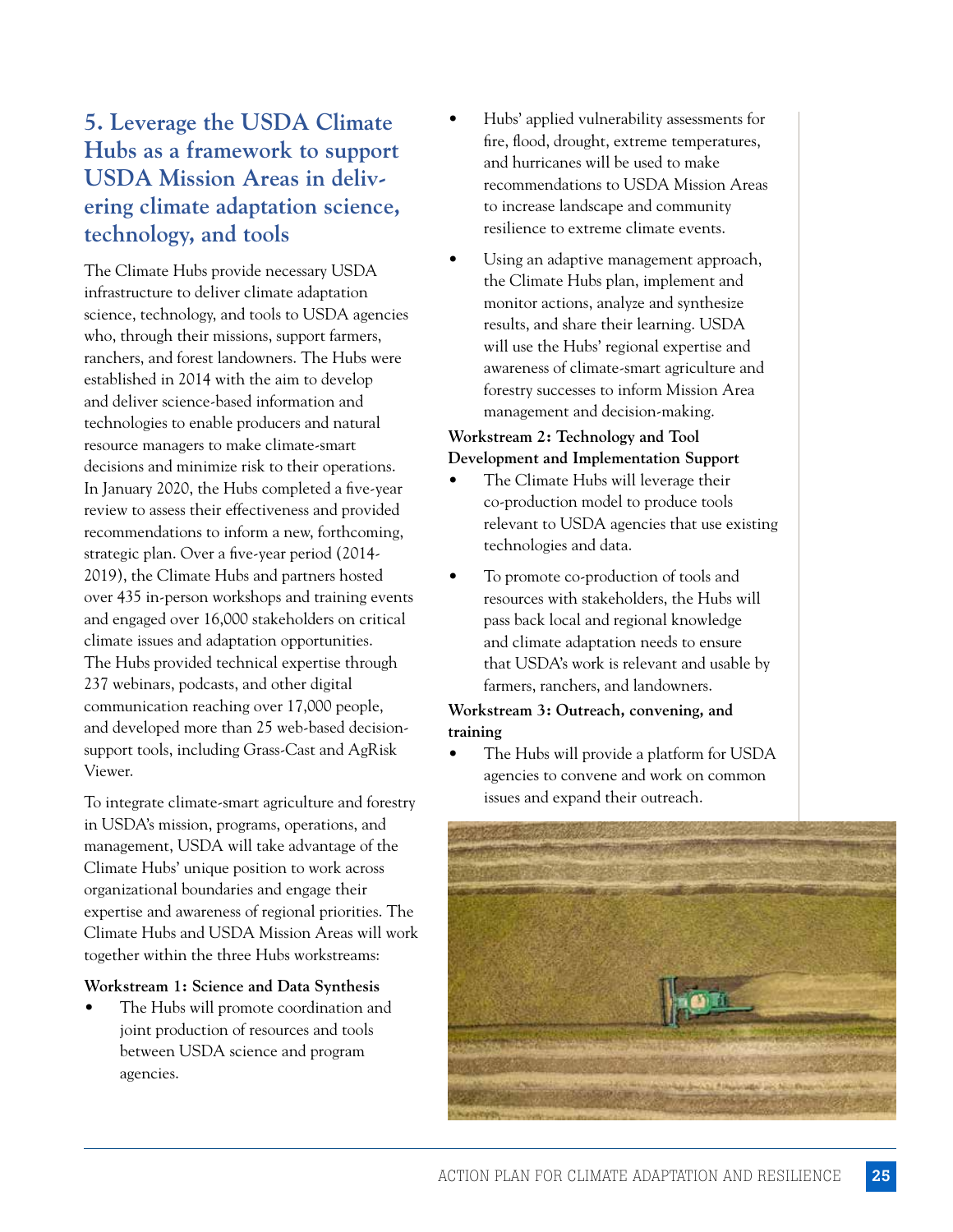## 5. Leverage the USDA Climate Hubs as a framework to support USDA Mission Areas in delivering climate adaptation science, technology, and tools

The Climate Hubs provide necessary USDA infrastructure to deliver climate adaptation science, technology, and tools to USDA agencies who, through their missions, support farmers, ranchers, and forest landowners. The Hubs were established in 2014 with the aim to develop and deliver science-based information and technologies to enable producers and natural resource managers to make climate-smart decisions and minimize risk to their operations. In January 2020, the Hubs completed a five-year review to assess their effectiveness and provided recommendations to inform a new, forthcoming, strategic plan. Over a five-year period (2014-2019), the Climate Hubs and partners hosted over 435 in-person workshops and training events and engaged over 16,000 stakeholders on critical climate issues and adaptation opportunities. The Hubs provided technical expertise through 237 webinars, podcasts, and other digital communication reaching over 17,000 people, and developed more than 25 web-based decision-support tools, including Grass-Cast and AgRisk Viewer.

To integrate climate-smart agriculture and forestry in USDA's mission, programs, operations, and management, USDA will take advantage of the Climate Hubs' unique position to work across organizational boundaries and engage their expertise and awareness of regional priorities. The Climate Hubs and USDA Mission Areas will work together within the three Hubs workstreams:

**Workstream 1: Science and Data Synthesis**

- The Hubs will promote coordination and joint production of resources and tools between USDA science and program agencies.
- Hubs' applied vulnerability assessments for fire, flood, drought, extreme temperatures, and hurricanes will be used to make recommendations to USDA Mission Areas to increase landscape and community resilience to extreme climate events.
- Using an adaptive management approach, the Climate Hubs plan, implement and monitor actions, analyze and synthesize results, and share their learning. USDA will use the Hubs' regional expertise and awareness of climate-smart agriculture and forestry successes to inform Mission Area management and decision-making.

**Workstream 2: Technology and Tool Development and Implementation Support**

- The Climate Hubs will leverage their co-production model to produce tools relevant to USDA agencies that use existing technologies and data.
- To promote co-production of tools and resources with stakeholders, the Hubs will pass back local and regional knowledge and climate adaptation needs to ensure that USDA's work is relevant and usable by farmers, ranchers, and landowners.

**Workstream 3: Outreach, convening, and training**

- The Hubs will provide a platform for USDA agencies to convene and work on common issues and expand their outreach.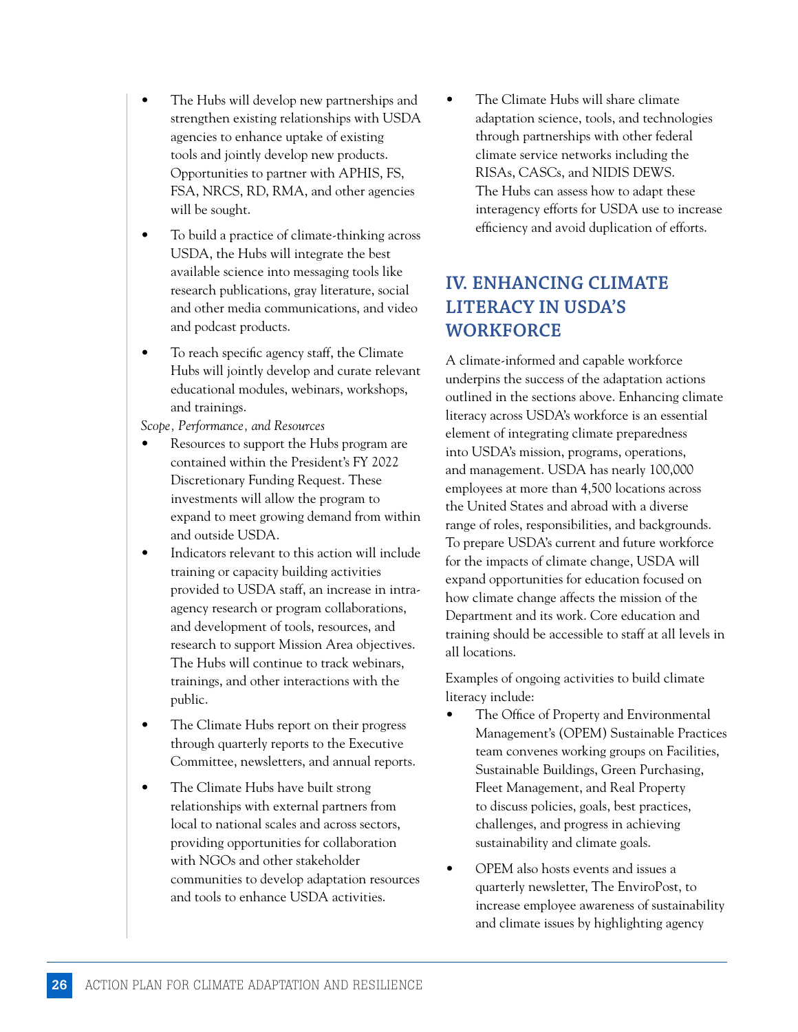- The Hubs will develop new partnerships and strengthen existing relationships with USDA agencies to enhance uptake of existing tools and jointly develop new products. Opportunities to partner with APHIS, FS, FSA, NRCS, RD, RMA, and other agencies will be sought.
- To build a practice of climate-thinking across USDA, the Hubs will integrate the best available science into messaging tools like research publications, gray literature, social and other media communications, and video and podcast products.
- To reach specific agency staff, the Climate Hubs will jointly develop and curate relevant educational modules, webinars, workshops, and trainings.

*Scope, Performance, and Resources*

- Resources to support the Hubs program are contained within the President's FY 2022 Discretionary Funding Request. These investments will allow the program to expand to meet growing demand from within and outside USDA.
- Indicators relevant to this action will include training or capacity building activities provided to USDA staff, an increase in intra-agency research or program collaborations, and development of tools, resources, and research to support Mission Area objectives. The Hubs will continue to track webinars, trainings, and other interactions with the public.
- The Climate Hubs report on their progress through quarterly reports to the Executive Committee, newsletters, and annual reports.
- The Climate Hubs have built strong relationships with external partners from local to national scales and across sectors, providing opportunities for collaboration with NGOs and other stakeholder communities to develop adaptation resources and tools to enhance USDA activities.
- The Climate Hubs will share climate adaptation science, tools, and technologies through partnerships with other federal climate service networks including the RISAs, CASCs, and NIDIS DEWS. The Hubs can assess how to adapt these interagency efforts for USDA use to increase efficiency and avoid duplication of efforts.

## IV. ENHANCING CLIMATE LITERACY IN USDA'S WORKFORCE

A climate-informed and capable workforce underpins the success of the adaptation actions outlined in the sections above. Enhancing climate literacy across USDA's workforce is an essential element of integrating climate preparedness into USDA's mission, programs, operations, and management. USDA has nearly 100,000 employees at more than 4,500 locations across the United States and abroad with a diverse range of roles, responsibilities, and backgrounds. To prepare USDA's current and future workforce for the impacts of climate change, USDA will expand opportunities for education focused on how climate change affects the mission of the Department and its work. Core education and training should be accessible to staff at all levels in all locations.

Examples of ongoing activities to build climate literacy include:

- The Office of Property and Environmental Management's (OPEM) Sustainable Practices team convenes working groups on Facilities, Sustainable Buildings, Green Purchasing, Fleet Management, and Real Property to discuss policies, goals, best practices, challenges, and progress in achieving sustainability and climate goals.
- OPEM also hosts events and issues a quarterly newsletter, The EnviroPost, to increase employee awareness of sustainability and climate issues by highlighting agency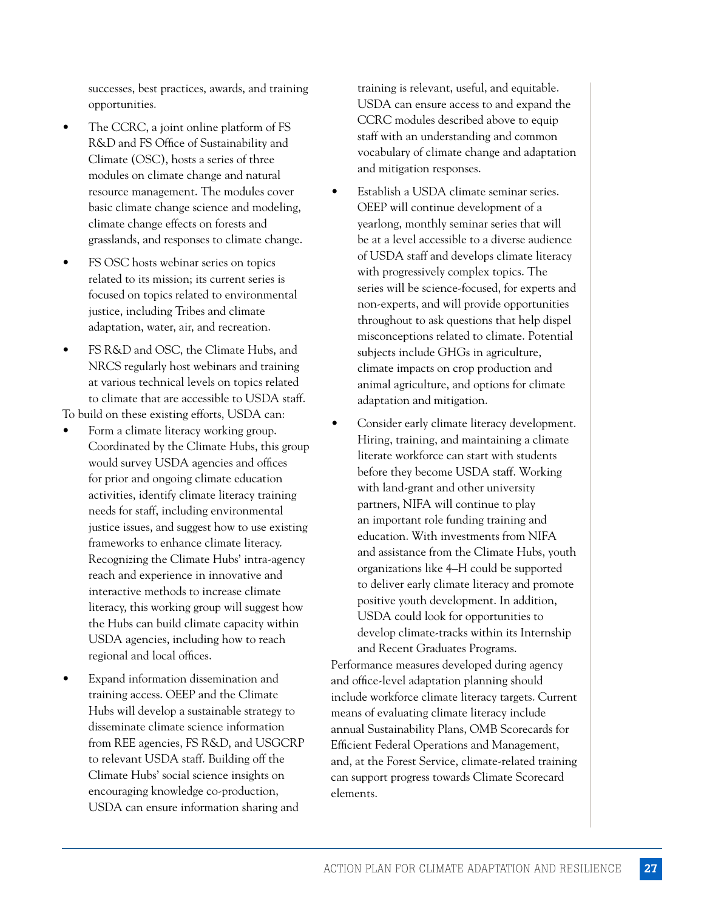successes, best practices, awards, and training opportunities.

- The CCRC, a joint online platform of FS R&D and FS Office of Sustainability and Climate (OSC), hosts a series of three modules on climate change and natural resource management. The modules cover basic climate change science and modeling, climate change effects on forests and grasslands, and responses to climate change.
- FS OSC hosts webinar series on topics related to its mission; its current series is focused on topics related to environmental justice, including Tribes and climate adaptation, water, air, and recreation.
- FS R&D and OSC, the Climate Hubs, and NRCS regularly host webinars and training at various technical levels on topics related to climate that are accessible to USDA staff.

To build on these existing efforts, USDA can:

- Form a climate literacy working group. Coordinated by the Climate Hubs, this group would survey USDA agencies and offices for prior and ongoing climate education activities, identify climate literacy training needs for staff, including environmental justice issues, and suggest how to use existing frameworks to enhance climate literacy. Recognizing the Climate Hubs' intra-agency reach and experience in innovative and interactive methods to increase climate literacy, this working group will suggest how the Hubs can build climate capacity within USDA agencies, including how to reach regional and local offices.
- Expand information dissemination and training access. OEEP and the Climate Hubs will develop a sustainable strategy to disseminate climate science information from REE agencies, FS R&D, and USGCRP to relevant USDA staff. Building off the Climate Hubs' social science insights on encouraging knowledge co-production, USDA can ensure information sharing and training is relevant, useful, and equitable. USDA can ensure access to and expand the CCRC modules described above to equip staff with an understanding and common vocabulary of climate change and adaptation and mitigation responses.
- Establish a USDA climate seminar series. OEEP will continue development of a yearlong, monthly seminar series that will be at a level accessible to a diverse audience of USDA staff and develops climate literacy with progressively complex topics. The series will be science-focused, for experts and non-experts, and will provide opportunities throughout to ask questions that help dispel misconceptions related to climate. Potential subjects include GHGs in agriculture, climate impacts on crop production and animal agriculture, and options for climate adaptation and mitigation.
- Consider early climate literacy development. Hiring, training, and maintaining a climate literate workforce can start with students before they become USDA staff. Working with land-grant and other university partners, NIFA will continue to play an important role funding training and education. With investments from NIFA and assistance from the Climate Hubs, youth organizations like 4–H could be supported to deliver early climate literacy and promote positive youth development. In addition, USDA could look for opportunities to develop climate-tracks within its Internship and Recent Graduates Programs.

Performance measures developed during agency and office-level adaptation planning should include workforce climate literacy targets. Current means of evaluating climate literacy include annual Sustainability Plans, OMB Scorecards for Efficient Federal Operations and Management, and, at the Forest Service, climate-related training can support progress towards Climate Scorecard elements.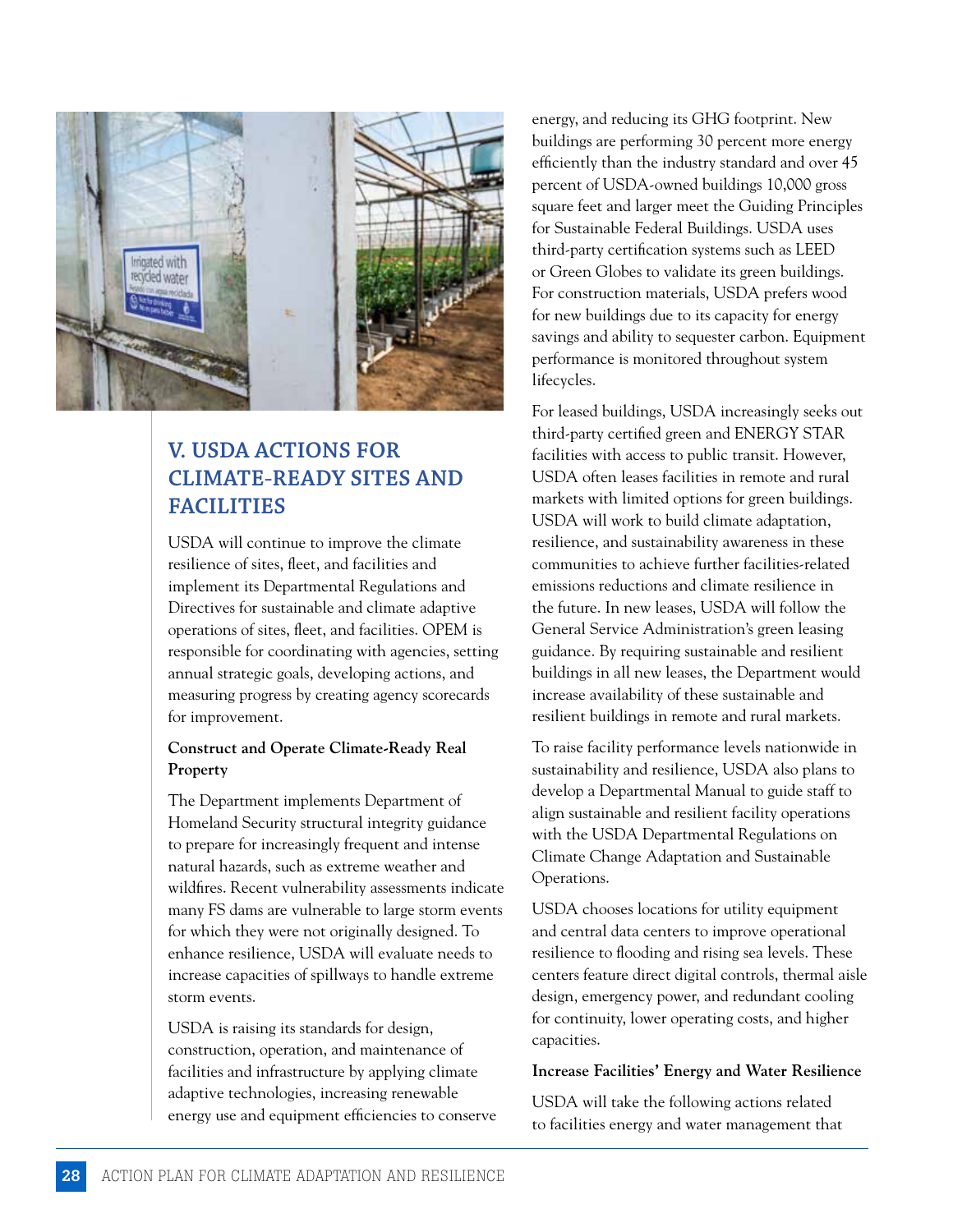## V. USDA ACTIONS FOR CLIMATE-READY SITES AND FACILITIES

USDA will continue to improve the climate resilience of sites, fleet, and facilities and implement its Departmental Regulations and Directives for sustainable and climate adaptive operations of sites, fleet, and facilities. OPEM is responsible for coordinating with agencies, setting annual strategic goals, developing actions, and measuring progress by creating agency scorecards for improvement.

**Construct and Operate Climate-Ready Real Property**

The Department implements Department of Homeland Security structural integrity guidance to prepare for increasingly frequent and intense natural hazards, such as extreme weather and wildfires. Recent vulnerability assessments indicate many FS dams are vulnerable to large storm events for which they were not originally designed. To enhance resilience, USDA will evaluate needs to increase capacities of spillways to handle extreme storm events.

USDA is raising its standards for design, construction, operation, and maintenance of facilities and infrastructure by applying climate adaptive technologies, increasing renewable energy use and equipment efficiencies to conserve energy, and reducing its GHG footprint. New buildings are performing 30 percent more energy efficiently than the industry standard and over 45 percent of USDA-owned buildings 10,000 gross square feet and larger meet the Guiding Principles for Sustainable Federal Buildings. USDA uses third-party certification systems such as LEED or Green Globes to validate its green buildings. For construction materials, USDA prefers wood for new buildings due to its capacity for energy savings and ability to sequester carbon. Equipment performance is monitored throughout system lifecycles.

For leased buildings, USDA increasingly seeks out third-party certified green and ENERGY STAR facilities with access to public transit. However, USDA often leases facilities in remote and rural markets with limited options for green buildings. USDA will work to build climate adaptation, resilience, and sustainability awareness in these communities to achieve further facilities-related emissions reductions and climate resilience in the future. In new leases, USDA will follow the General Service Administration's green leasing guidance. By requiring sustainable and resilient buildings in all new leases, the Department would increase availability of these sustainable and resilient buildings in remote and rural markets.

To raise facility performance levels nationwide in sustainability and resilience, USDA also plans to develop a Departmental Manual to guide staff to align sustainable and resilient facility operations with the USDA Departmental Regulations on Climate Change Adaptation and Sustainable Operations.

USDA chooses locations for utility equipment and central data centers to improve operational resilience to flooding and rising sea levels. These centers feature direct digital controls, thermal aisle design, emergency power, and redundant cooling for continuity, lower operating costs, and higher capacities.

**Increase Facilities' Energy and Water Resilience**

USDA will take the following actions related to facilities energy and water management that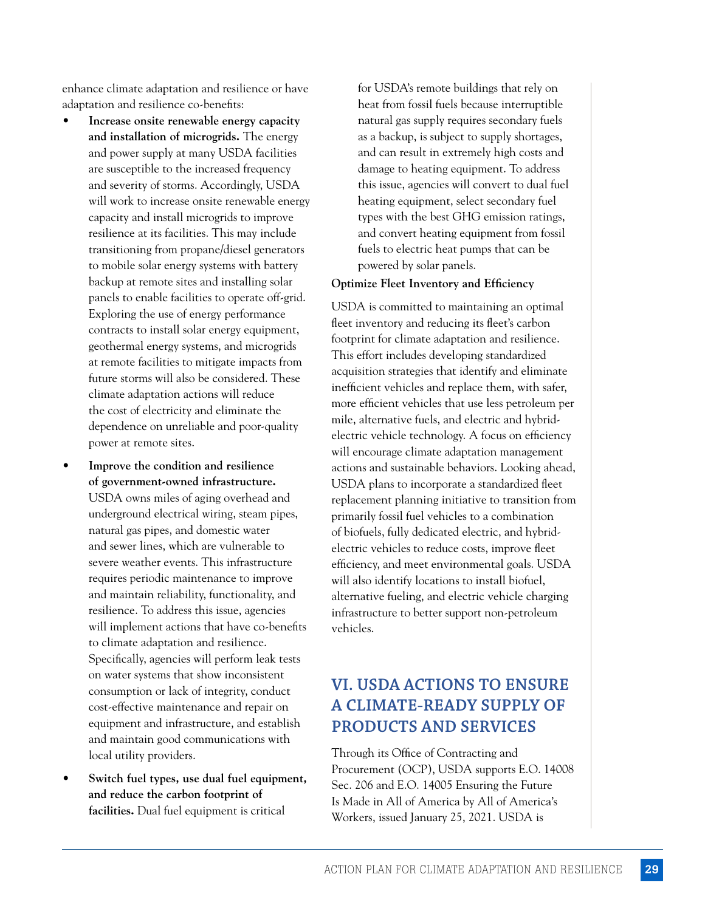enhance climate adaptation and resilience or have adaptation and resilience co-benefits:

- **Increase onsite renewable energy capacity and installation of microgrids.** The energy and power supply at many USDA facilities are susceptible to the increased frequency and severity of storms. Accordingly, USDA will work to increase onsite renewable energy capacity and install microgrids to improve resilience at its facilities. This may include transitioning from propane/diesel generators to mobile solar energy systems with battery backup at remote sites and installing solar panels to enable facilities to operate off-grid. Exploring the use of energy performance contracts to install solar energy equipment, geothermal energy systems, and microgrids at remote facilities to mitigate impacts from future storms will also be considered. These climate adaptation actions will reduce the cost of electricity and eliminate the dependence on unreliable and poor-quality power at remote sites.
- **Improve the condition and resilience of government-owned infrastructure.** USDA owns miles of aging overhead and underground electrical wiring, steam pipes, natural gas pipes, and domestic water and sewer lines, which are vulnerable to severe weather events. This infrastructure requires periodic maintenance to improve and maintain reliability, functionality, and resilience. To address this issue, agencies will implement actions that have co-benefits to climate adaptation and resilience. Specifically, agencies will perform leak tests on water systems that show inconsistent consumption or lack of integrity, conduct cost-effective maintenance and repair on equipment and infrastructure, and establish and maintain good communications with local utility providers.
- **Switch fuel types, use dual fuel equipment, and reduce the carbon footprint of facilities.** Dual fuel equipment is critical for USDA's remote buildings that rely on heat from fossil fuels because interruptible natural gas supply requires secondary fuels as a backup, is subject to supply shortages, and can result in extremely high costs and damage to heating equipment. To address this issue, agencies will convert to dual fuel heating equipment, select secondary fuel types with the best GHG emission ratings, and convert heating equipment from fossil fuels to electric heat pumps that can be powered by solar panels.

**Optimize Fleet Inventory and Efficiency**

USDA is committed to maintaining an optimal fleet inventory and reducing its fleet's carbon footprint for climate adaptation and resilience. This effort includes developing standardized acquisition strategies that identify and eliminate inefficient vehicles and replace them, with safer, more efficient vehicles that use less petroleum per mile, alternative fuels, and electric and hybrid-electric vehicle technology. A focus on efficiency will encourage climate adaptation management actions and sustainable behaviors. Looking ahead, USDA plans to incorporate a standardized fleet replacement planning initiative to transition from primarily fossil fuel vehicles to a combination of biofuels, fully dedicated electric, and hybrid-electric vehicles to reduce costs, improve fleet efficiency, and meet environmental goals. USDA will also identify locations to install biofuel, alternative fueling, and electric vehicle charging infrastructure to better support non-petroleum vehicles.

## VI. USDA ACTIONS TO ENSURE A CLIMATE-READY SUPPLY OF PRODUCTS AND SERVICES

Through its Office of Contracting and Procurement (OCP), USDA supports E.O. 14008 Sec. 206 and E.O. 14005 Ensuring the Future Is Made in All of America by All of America's Workers, issued January 25, 2021. USDA is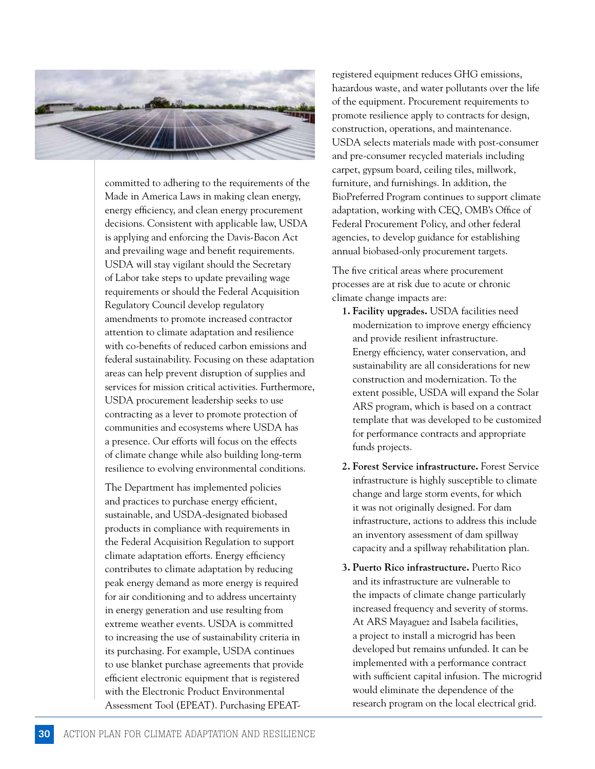committed to adhering to the requirements of the Made in America Laws in making clean energy, energy efficiency, and clean energy procurement decisions. Consistent with applicable law, USDA is applying and enforcing the Davis-Bacon Act and prevailing wage and benefit requirements. USDA will stay vigilant should the Secretary of Labor take steps to update prevailing wage requirements or should the Federal Acquisition Regulatory Council develop regulatory amendments to promote increased contractor attention to climate adaptation and resilience with co-benefits of reduced carbon emissions and federal sustainability. Focusing on these adaptation areas can help prevent disruption of supplies and services for mission critical activities. Furthermore, USDA procurement leadership seeks to use contracting as a lever to promote protection of communities and ecosystems where USDA has a presence. Our efforts will focus on the effects of climate change while also building long-term resilience to evolving environmental conditions.

The Department has implemented policies and practices to purchase energy efficient, sustainable, and USDA-designated biobased products in compliance with requirements in the Federal Acquisition Regulation to support climate adaptation efforts. Energy efficiency contributes to climate adaptation by reducing peak energy demand as more energy is required for air conditioning and to address uncertainty in energy generation and use resulting from extreme weather events. USDA is committed to increasing the use of sustainability criteria in its purchasing. For example, USDA continues to use blanket purchase agreements that provide efficient electronic equipment that is registered with the Electronic Product Environmental Assessment Tool (EPEAT). Purchasing EPEAT-registered equipment reduces GHG emissions, hazardous waste, and water pollutants over the life of the equipment. Procurement requirements to promote resilience apply to contracts for design, construction, operations, and maintenance. USDA selects materials made with post-consumer and pre-consumer recycled materials including carpet, gypsum board, ceiling tiles, millwork, furniture, and furnishings. In addition, the BioPreferred Program continues to support climate adaptation, working with CEQ, OMB's Office of Federal Procurement Policy, and other federal agencies, to develop guidance for establishing annual biobased-only procurement targets.

The five critical areas where procurement processes are at risk due to acute or chronic climate change impacts are:

1. **Facility upgrades.** USDA facilities need modernization to improve energy efficiency and provide resilient infrastructure. Energy efficiency, water conservation, and sustainability are all considerations for new construction and modernization. To the extent possible, USDA will expand the Solar ARS program, which is based on a contract template that was developed to be customized for performance contracts and appropriate funds projects.

2. **Forest Service infrastructure.** Forest Service infrastructure is highly susceptible to climate change and large storm events, for which it was not originally designed. For dam infrastructure, actions to address this include an inventory assessment of dam spillway capacity and a spillway rehabilitation plan.

3. **Puerto Rico infrastructure.** Puerto Rico and its infrastructure are vulnerable to the impacts of climate change particularly increased frequency and severity of storms. At ARS Mayaguez and Isabela facilities, a project to install a microgrid has been developed but remains unfunded. It can be implemented with a performance contract with sufficient capital infusion. The microgrid would eliminate the dependence of the research program on the local electrical grid.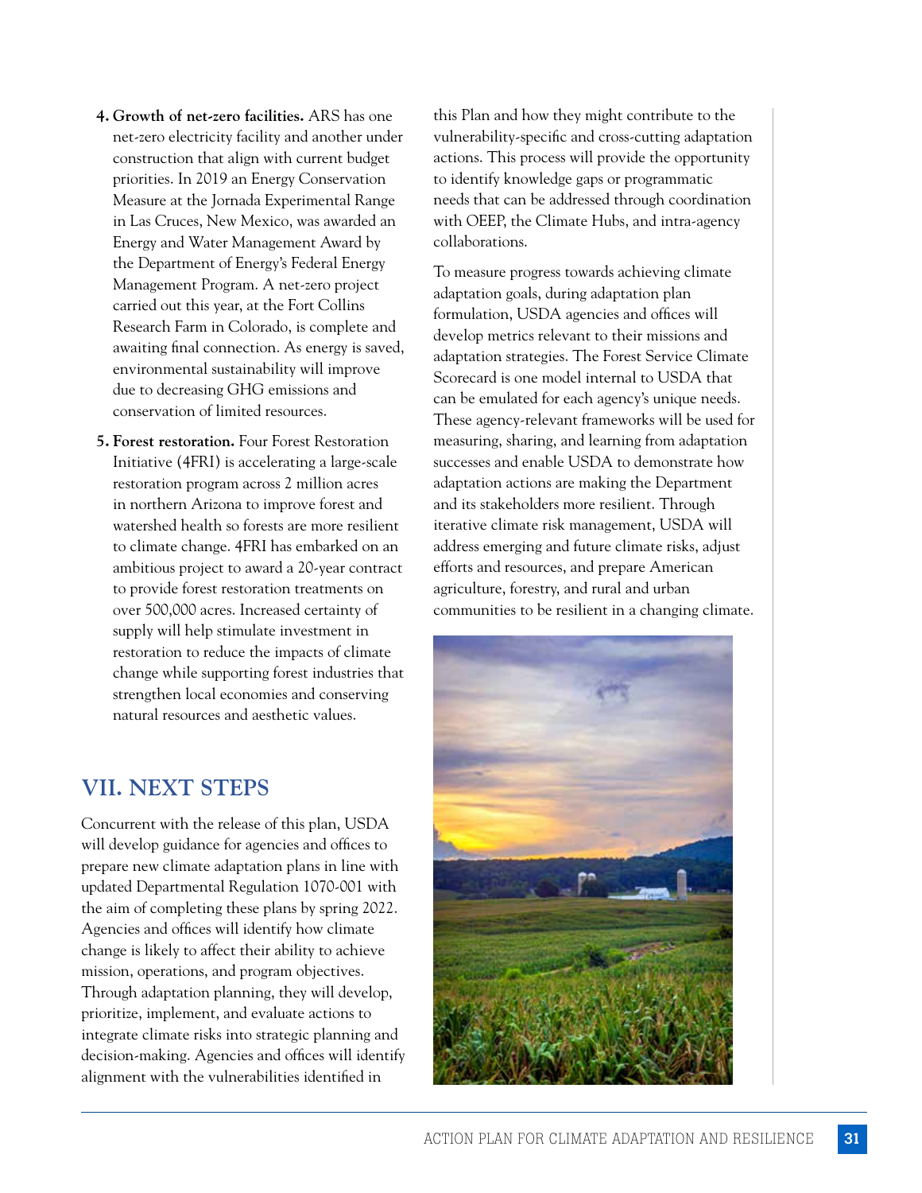4. **Growth of net-zero facilities.** ARS has one net-zero electricity facility and another under construction that align with current budget priorities. In 2019 an Energy Conservation Measure at the Jornada Experimental Range in Las Cruces, New Mexico, was awarded an Energy and Water Management Award by the Department of Energy's Federal Energy Management Program. A net-zero project carried out this year, at the Fort Collins Research Farm in Colorado, is complete and awaiting final connection. As energy is saved, environmental sustainability will improve due to decreasing GHG emissions and conservation of limited resources.

5. **Forest restoration.** Four Forest Restoration Initiative (4FRI) is accelerating a large-scale restoration program across 2 million acres in northern Arizona to improve forest and watershed health so forests are more resilient to climate change. 4FRI has embarked on an ambitious project to award a 20-year contract to provide forest restoration treatments on over 500,000 acres. Increased certainty of supply will help stimulate investment in restoration to reduce the impacts of climate change while supporting forest industries that strengthen local economies and conserving natural resources and aesthetic values.

## VII. NEXT STEPS

Concurrent with the release of this plan, USDA will develop guidance for agencies and offices to prepare new climate adaptation plans in line with updated Departmental Regulation 1070-001 with the aim of completing these plans by spring 2022. Agencies and offices will identify how climate change is likely to affect their ability to achieve mission, operations, and program objectives. Through adaptation planning, they will develop, prioritize, implement, and evaluate actions to integrate climate risks into strategic planning and decision-making. Agencies and offices will identify alignment with the vulnerabilities identified in this Plan and how they might contribute to the vulnerability-specific and cross-cutting adaptation actions. This process will provide the opportunity to identify knowledge gaps or programmatic needs that can be addressed through coordination with OEEP, the Climate Hubs, and intra-agency collaborations.

To measure progress towards achieving climate adaptation goals, during adaptation plan formulation, USDA agencies and offices will develop metrics relevant to their missions and adaptation strategies. The Forest Service Climate Scorecard is one model internal to USDA that can be emulated for each agency's unique needs. These agency-relevant frameworks will be used for measuring, sharing, and learning from adaptation successes and enable USDA to demonstrate how adaptation actions are making the Department and its stakeholders more resilient. Through iterative climate risk management, USDA will address emerging and future climate risks, adjust efforts and resources, and prepare American agriculture, forestry, and rural and urban communities to be resilient in a changing climate.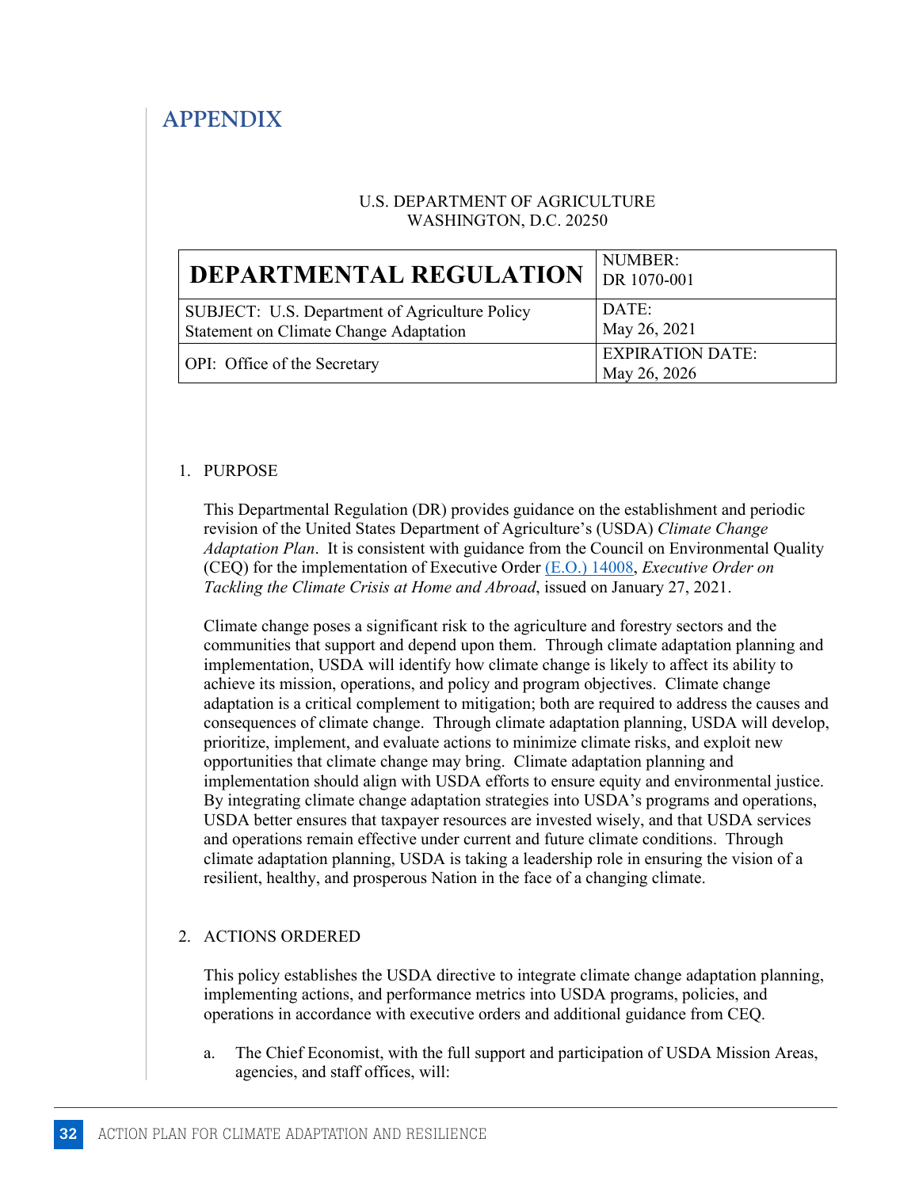# APPENDIX

U.S. DEPARTMENT OF AGRICULTURE
WASHINGTON, D.C. 20250

| DEPARTMENTAL REGULATION | NUMBER: DR 1070-001 |
|---|---|
| SUBJECT: U.S. Department of Agriculture Policy Statement on Climate Change Adaptation | DATE: May 26, 2021 |
| OPI: Office of the Secretary | EXPIRATION DATE: May 26, 2026 |

1. PURPOSE

   This Departmental Regulation (DR) provides guidance on the establishment and periodic revision of the United States Department of Agriculture's (USDA) *Climate Change Adaptation Plan*. It is consistent with guidance from the Council on Environmental Quality (CEQ) for the implementation of Executive Order (E.O.) 14008, *Executive Order on Tackling the Climate Crisis at Home and Abroad*, issued on January 27, 2021.

   Climate change poses a significant risk to the agriculture and forestry sectors and the communities that support and depend upon them. Through climate adaptation planning and implementation, USDA will identify how climate change is likely to affect its ability to achieve its mission, operations, and policy and program objectives. Climate change adaptation is a critical complement to mitigation; both are required to address the causes and consequences of climate change. Through climate adaptation planning, USDA will develop, prioritize, implement, and evaluate actions to minimize climate risks, and exploit new opportunities that climate change may bring. Climate adaptation planning and implementation should align with USDA efforts to ensure equity and environmental justice. By integrating climate change adaptation strategies into USDA's programs and operations, USDA better ensures that taxpayer resources are invested wisely, and that USDA services and operations remain effective under current and future climate conditions. Through climate adaptation planning, USDA is taking a leadership role in ensuring the vision of a resilient, healthy, and prosperous Nation in the face of a changing climate.

2. ACTIONS ORDERED

   This policy establishes the USDA directive to integrate climate change adaptation planning, implementing actions, and performance metrics into USDA programs, policies, and operations in accordance with executive orders and additional guidance from CEQ.

   a. The Chief Economist, with the full support and participation of USDA Mission Areas, agencies, and staff offices, will: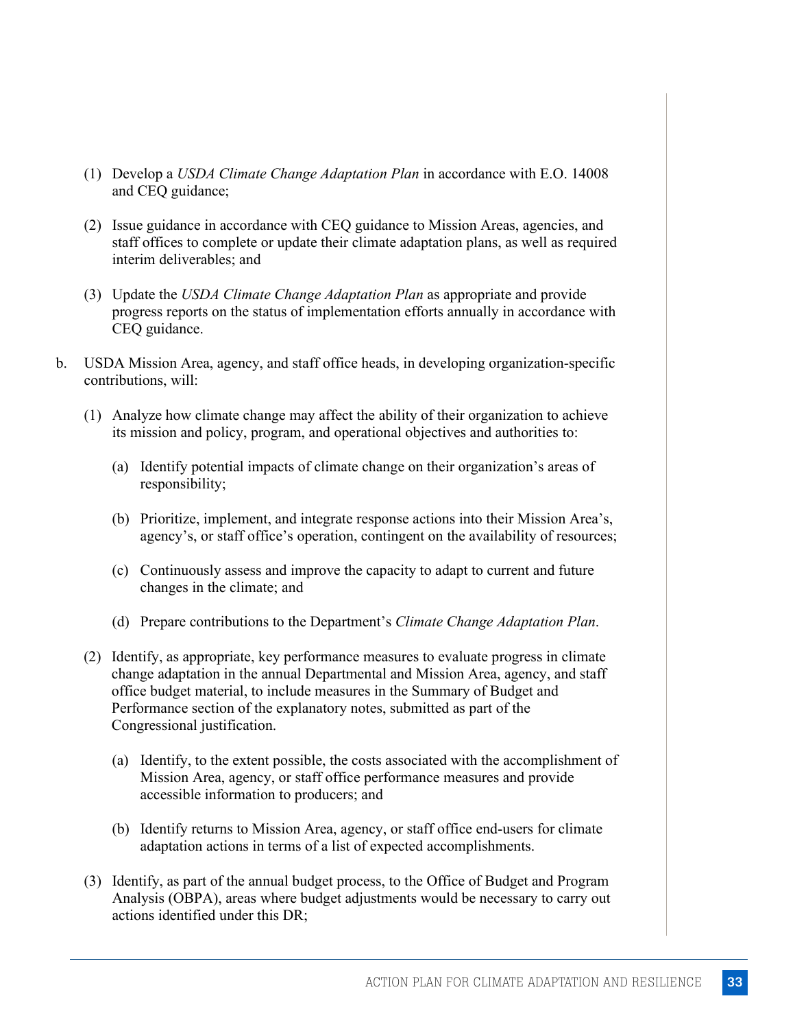(1) Develop a *USDA Climate Change Adaptation Plan* in accordance with E.O. 14008 and CEQ guidance;

(2) Issue guidance in accordance with CEQ guidance to Mission Areas, agencies, and staff offices to complete or update their climate adaptation plans, as well as required interim deliverables; and

(3) Update the *USDA Climate Change Adaptation Plan* as appropriate and provide progress reports on the status of implementation efforts annually in accordance with CEQ guidance.

b. USDA Mission Area, agency, and staff office heads, in developing organization-specific contributions, will:

(1) Analyze how climate change may affect the ability of their organization to achieve its mission and policy, program, and operational objectives and authorities to:

(a) Identify potential impacts of climate change on their organization's areas of responsibility;

(b) Prioritize, implement, and integrate response actions into their Mission Area's, agency's, or staff office's operation, contingent on the availability of resources;

(c) Continuously assess and improve the capacity to adapt to current and future changes in the climate; and

(d) Prepare contributions to the Department's *Climate Change Adaptation Plan*.

(2) Identify, as appropriate, key performance measures to evaluate progress in climate change adaptation in the annual Departmental and Mission Area, agency, and staff office budget material, to include measures in the Summary of Budget and Performance section of the explanatory notes, submitted as part of the Congressional justification.

(a) Identify, to the extent possible, the costs associated with the accomplishment of Mission Area, agency, or staff office performance measures and provide accessible information to producers; and

(b) Identify returns to Mission Area, agency, or staff office end-users for climate adaptation actions in terms of a list of expected accomplishments.

(3) Identify, as part of the annual budget process, to the Office of Budget and Program Analysis (OBPA), areas where budget adjustments would be necessary to carry out actions identified under this DR;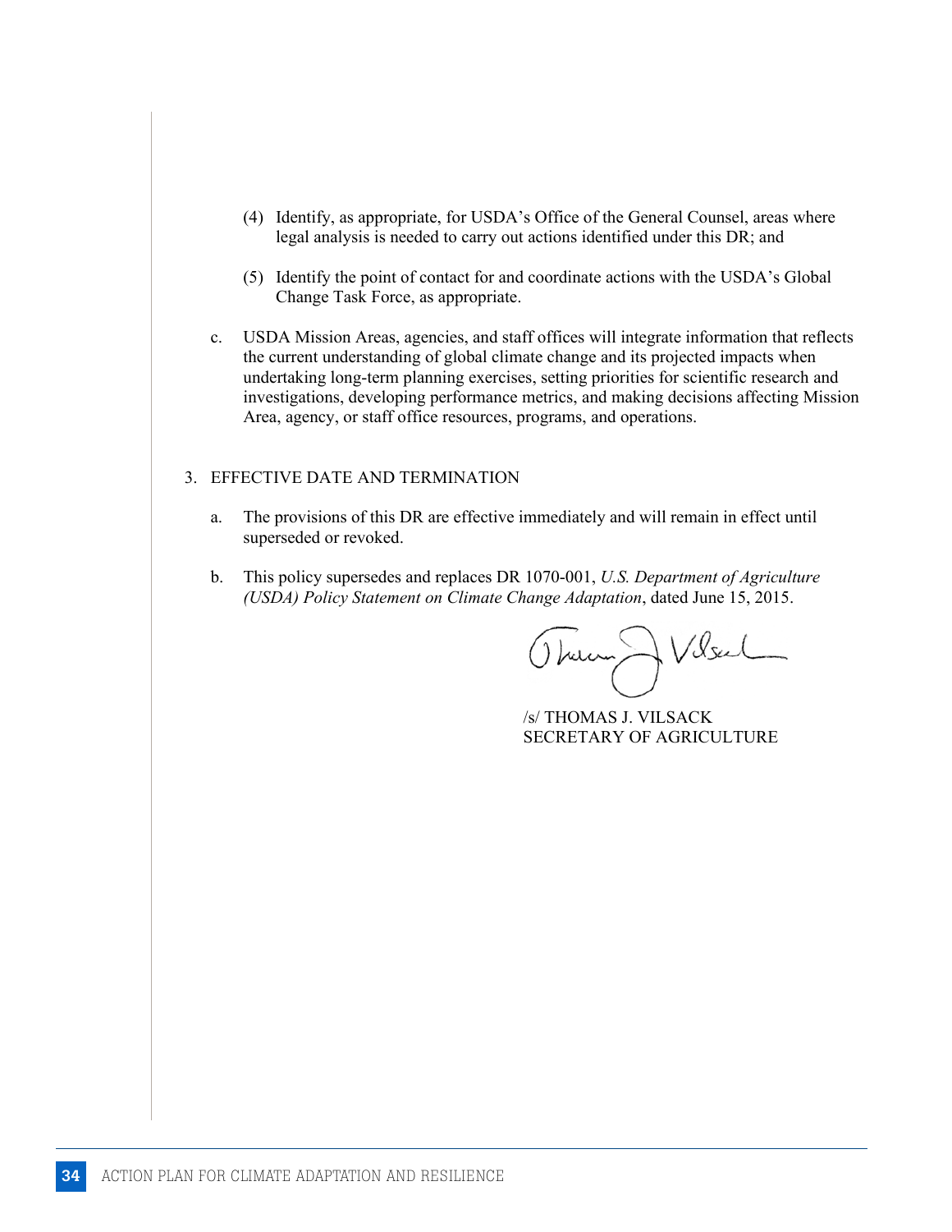(4) Identify, as appropriate, for USDA's Office of the General Counsel, areas where legal analysis is needed to carry out actions identified under this DR; and

(5) Identify the point of contact for and coordinate actions with the USDA's Global Change Task Force, as appropriate.

c. USDA Mission Areas, agencies, and staff offices will integrate information that reflects the current understanding of global climate change and its projected impacts when undertaking long-term planning exercises, setting priorities for scientific research and investigations, developing performance metrics, and making decisions affecting Mission Area, agency, or staff office resources, programs, and operations.

3. EFFECTIVE DATE AND TERMINATION

a. The provisions of this DR are effective immediately and will remain in effect until superseded or revoked.

b. This policy supersedes and replaces DR 1070-001, *U.S. Department of Agriculture (USDA) Policy Statement on Climate Change Adaptation*, dated June 15, 2015.

/s/ THOMAS J. VILSACK
SECRETARY OF AGRICULTURE